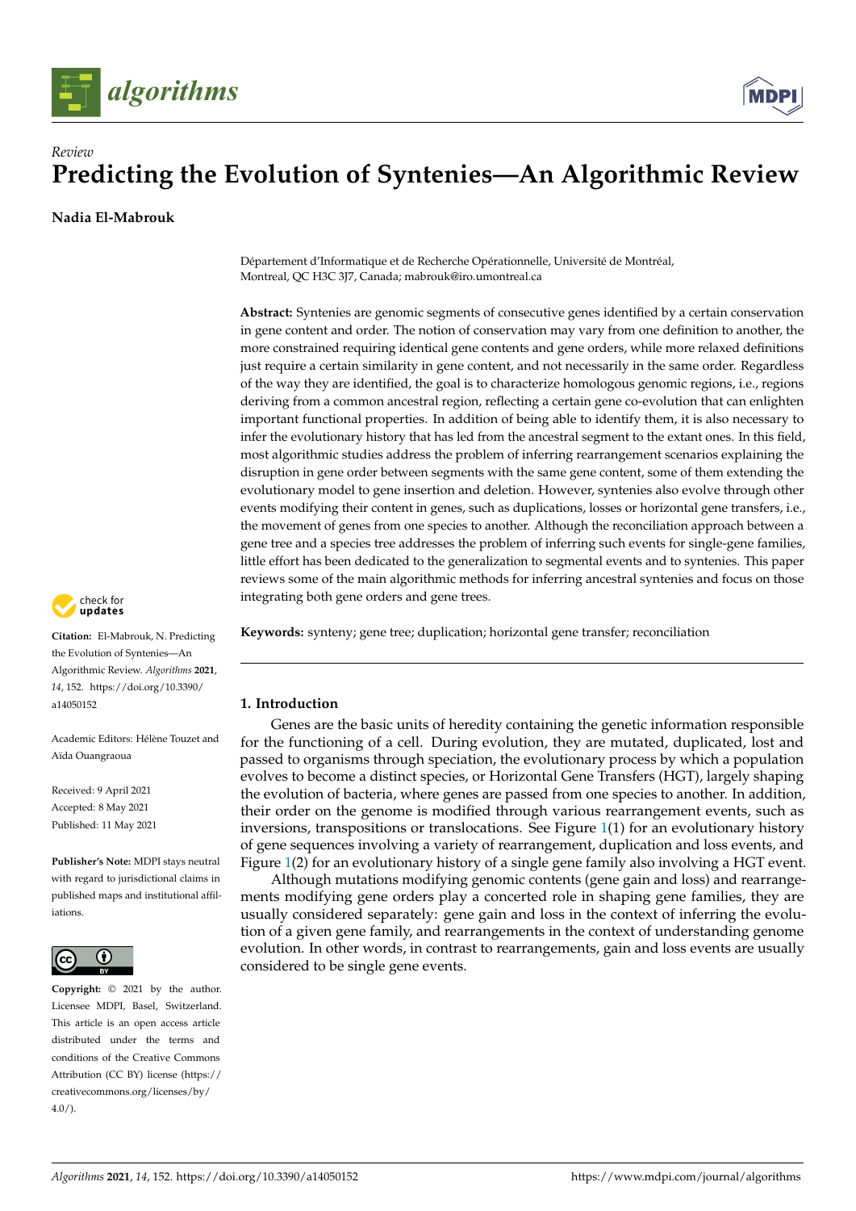*Review*

# Predicting the Evolution of Syntenies—An Algorithmic Review

**Nadia El-Mabrouk**

Département d'Informatique et de Recherche Opérationnelle, Université de Montréal, Montreal, QC H3C 3J7, Canada; mabrouk@iro.umontreal.ca

**Abstract:** Syntenies are genomic segments of consecutive genes identified by a certain conservation in gene content and order. The notion of conservation may vary from one definition to another, the more constrained requiring identical gene contents and gene orders, while more relaxed definitions just require a certain similarity in gene content, and not necessarily in the same order. Regardless of the way they are identified, the goal is to characterize homologous genomic regions, i.e., regions deriving from a common ancestral region, reflecting a certain gene co-evolution that can enlighten important functional properties. In addition of being able to identify them, it is also necessary to infer the evolutionary history that has led from the ancestral segment to the extant ones. In this field, most algorithmic studies address the problem of inferring rearrangement scenarios explaining the disruption in gene order between segments with the same gene content, some of them extending the evolutionary model to gene insertion and deletion. However, syntenies also evolve through other events modifying their content in genes, such as duplications, losses or horizontal gene transfers, i.e., the movement of genes from one species to another. Although the reconciliation approach between a gene tree and a species tree addresses the problem of inferring such events for single-gene families, little effort has been dedicated to the generalization to segmental events and to syntenies. This paper reviews some of the main algorithmic methods for inferring ancestral syntenies and focus on those integrating both gene orders and gene trees.

**Keywords:** synteny; gene tree; duplication; horizontal gene transfer; reconciliation

**Citation:** El-Mabrouk, N. Predicting the Evolution of Syntenies—An Algorithmic Review. *Algorithms* **2021**, *14*, 152. https://doi.org/10.3390/a14050152

Academic Editors: Hélène Touzet and Aïda Ouangraoua

Received: 9 April 2021
Accepted: 8 May 2021
Published: 11 May 2021

**Publisher's Note:** MDPI stays neutral with regard to jurisdictional claims in published maps and institutional affiliations.

**Copyright:** © 2021 by the author. Licensee MDPI, Basel, Switzerland. This article is an open access article distributed under the terms and conditions of the Creative Commons Attribution (CC BY) license (https://creativecommons.org/licenses/by/4.0/).

## 1. Introduction

Genes are the basic units of heredity containing the genetic information responsible for the functioning of a cell. During evolution, they are mutated, duplicated, lost and passed to organisms through speciation, the evolutionary process by which a population evolves to become a distinct species, or Horizontal Gene Transfers (HGT), largely shaping the evolution of bacteria, where genes are passed from one species to another. In addition, their order on the genome is modified through various rearrangement events, such as inversions, transpositions or translocations. See Figure 1(1) for an evolutionary history of gene sequences involving a variety of rearrangement, duplication and loss events, and Figure 1(2) for an evolutionary history of a single gene family also involving a HGT event.

Although mutations modifying genomic contents (gene gain and loss) and rearrangements modifying gene orders play a concerted role in shaping gene families, they are usually considered separately: gene gain and loss in the context of inferring the evolution of a given gene family, and rearrangements in the context of understanding genome evolution. In other words, in contrast to rearrangements, gain and loss events are usually considered to be single gene events.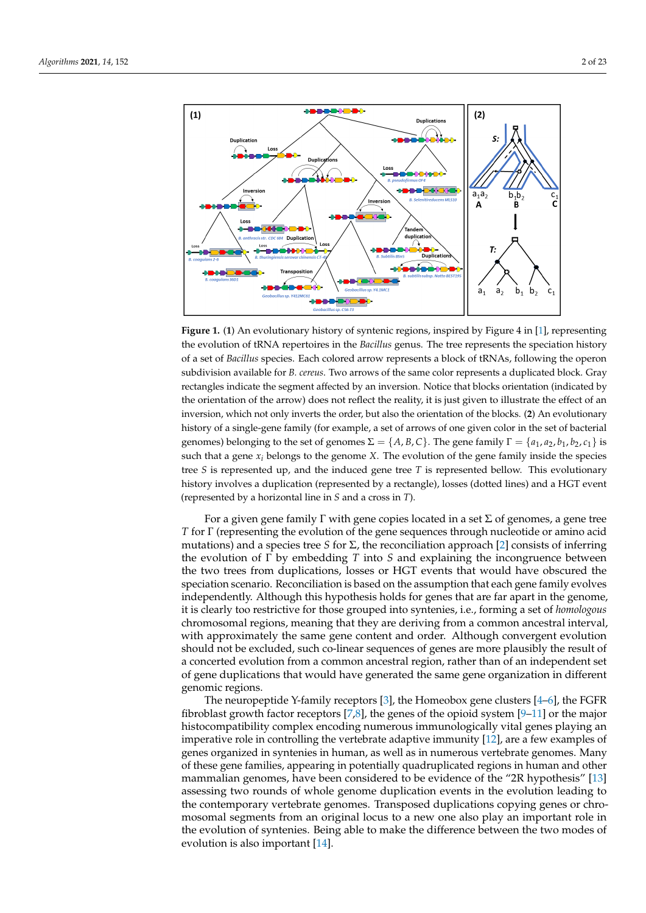**Figure 1.** (**1**) An evolutionary history of syntenic regions, inspired by Figure 4 in [1], representing the evolution of tRNA repertoires in the *Bacillus* genus. The tree represents the speciation history of a set of *Bacillus* species. Each colored arrow represents a block of tRNAs, following the operon subdivision available for *B. cereus*. Two arrows of the same color represents a duplicated block. Gray rectangles indicate the segment affected by an inversion. Notice that blocks orientation (indicated by the orientation of the arrow) does not reflect the reality, it is just given to illustrate the effect of an inversion, which not only inverts the order, but also the orientation of the blocks. (**2**) An evolutionary history of a single-gene family (for example, a set of arrows of one given color in the set of bacterial genomes) belonging to the set of genomes $\Sigma = \{A, B, C\}$. The gene family $\Gamma = \{a_1, a_2, b_1, b_2, c_1\}$ is such that a gene $x_i$ belongs to the genome $X$. The evolution of the gene family inside the species tree $S$ is represented up, and the induced gene tree $T$ is represented bellow. This evolutionary history involves a duplication (represented by a rectangle), losses (dotted lines) and a HGT event (represented by a horizontal line in $S$ and a cross in $T$).

For a given gene family $\Gamma$ with gene copies located in a set $\Sigma$ of genomes, a gene tree $T$ for $\Gamma$ (representing the evolution of the gene sequences through nucleotide or amino acid mutations) and a species tree $S$ for $\Sigma$, the reconciliation approach [2] consists of inferring the evolution of $\Gamma$ by embedding $T$ into $S$ and explaining the incongruence between the two trees from duplications, losses or HGT events that would have obscured the speciation scenario. Reconciliation is based on the assumption that each gene family evolves independently. Although this hypothesis holds for genes that are far apart in the genome, it is clearly too restrictive for those grouped into syntenies, i.e., forming a set of *homologous* chromosomal regions, meaning that they are deriving from a common ancestral interval, with approximately the same gene content and order. Although convergent evolution should not be excluded, such co-linear sequences of genes are more plausibly the result of a concerted evolution from a common ancestral region, rather than of an independent set of gene duplications that would have generated the same gene organization in different genomic regions.

The neuropeptide Y-family receptors [3], the Homeobox gene clusters [4–6], the FGFR fibroblast growth factor receptors [7,8], the genes of the opioid system [9–11] or the major histocompatibility complex encoding numerous immunologically vital genes playing an imperative role in controlling the vertebrate adaptive immunity [12], are a few examples of genes organized in syntenies in human, as well as in numerous vertebrate genomes. Many of these gene families, appearing in potentially quadruplicated regions in human and other mammalian genomes, have been considered to be evidence of the "2R hypothesis" [13] assessing two rounds of whole genome duplication events in the evolution leading to the contemporary vertebrate genomes. Transposed duplications copying genes or chromosomal segments from an original locus to a new one also play an important role in the evolution of syntenies. Being able to make the difference between the two modes of evolution is also important [14].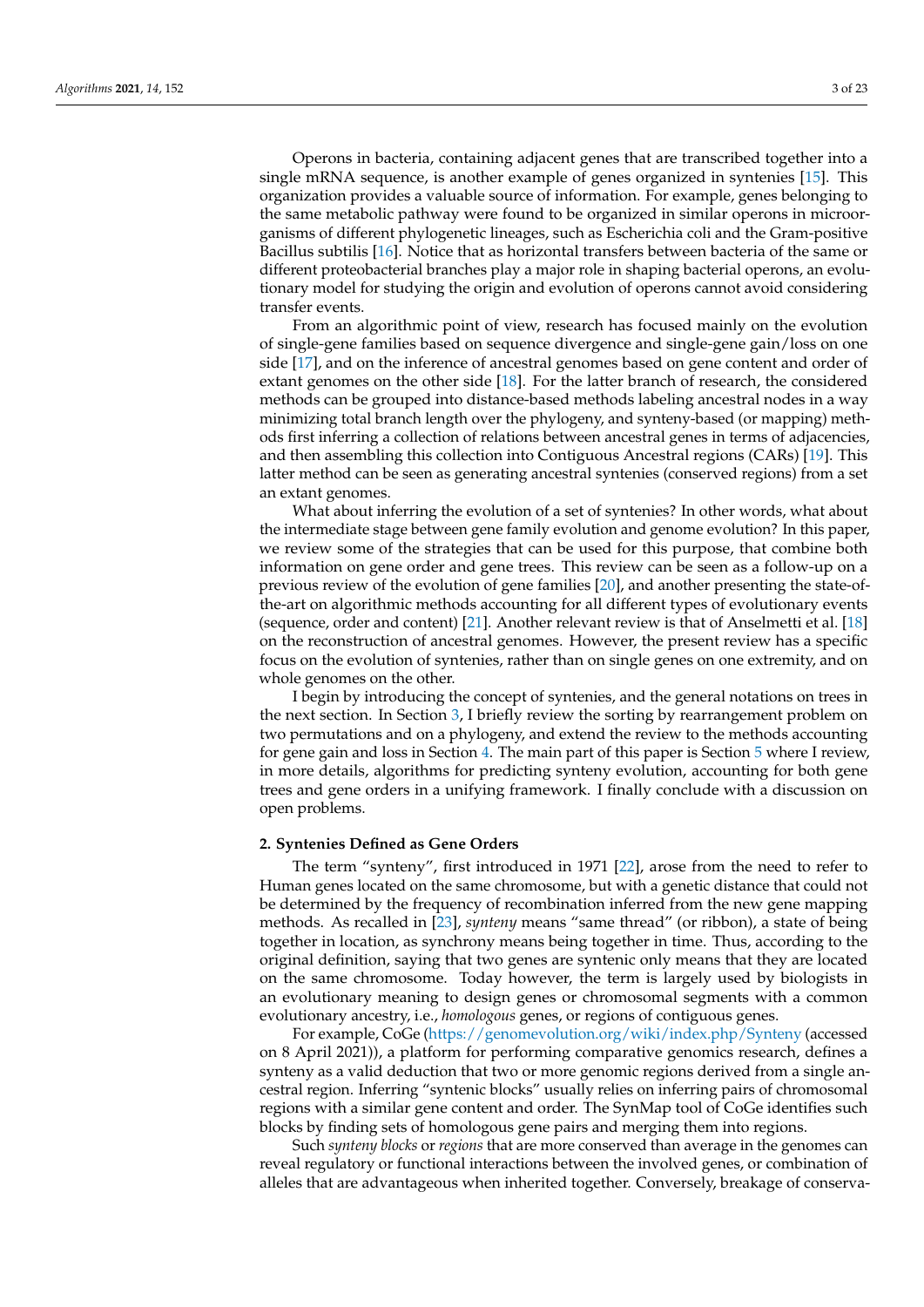Operons in bacteria, containing adjacent genes that are transcribed together into a single mRNA sequence, is another example of genes organized in syntenies [15]. This organization provides a valuable source of information. For example, genes belonging to the same metabolic pathway were found to be organized in similar operons in microorganisms of different phylogenetic lineages, such as Escherichia coli and the Gram-positive Bacillus subtilis [16]. Notice that as horizontal transfers between bacteria of the same or different proteobacterial branches play a major role in shaping bacterial operons, an evolutionary model for studying the origin and evolution of operons cannot avoid considering transfer events.

From an algorithmic point of view, research has focused mainly on the evolution of single-gene families based on sequence divergence and single-gene gain/loss on one side [17], and on the inference of ancestral genomes based on gene content and order of extant genomes on the other side [18]. For the latter branch of research, the considered methods can be grouped into distance-based methods labeling ancestral nodes in a way minimizing total branch length over the phylogeny, and synteny-based (or mapping) methods first inferring a collection of relations between ancestral genes in terms of adjacencies, and then assembling this collection into Contiguous Ancestral regions (CARs) [19]. This latter method can be seen as generating ancestral syntenies (conserved regions) from a set an extant genomes.

What about inferring the evolution of a set of syntenies? In other words, what about the intermediate stage between gene family evolution and genome evolution? In this paper, we review some of the strategies that can be used for this purpose, that combine both information on gene order and gene trees. This review can be seen as a follow-up on a previous review of the evolution of gene families [20], and another presenting the state-of-the-art on algorithmic methods accounting for all different types of evolutionary events (sequence, order and content) [21]. Another relevant review is that of Anselmetti et al. [18] on the reconstruction of ancestral genomes. However, the present review has a specific focus on the evolution of syntenies, rather than on single genes on one extremity, and on whole genomes on the other.

I begin by introducing the concept of syntenies, and the general notations on trees in the next section. In Section 3, I briefly review the sorting by rearrangement problem on two permutations and on a phylogeny, and extend the review to the methods accounting for gene gain and loss in Section 4. The main part of this paper is Section 5 where I review, in more details, algorithms for predicting synteny evolution, accounting for both gene trees and gene orders in a unifying framework. I finally conclude with a discussion on open problems.

## 2. Syntenies Defined as Gene Orders

The term "synteny", first introduced in 1971 [22], arose from the need to refer to Human genes located on the same chromosome, but with a genetic distance that could not be determined by the frequency of recombination inferred from the new gene mapping methods. As recalled in [23], *synteny* means "same thread" (or ribbon), a state of being together in location, as synchrony means being together in time. Thus, according to the original definition, saying that two genes are syntenic only means that they are located on the same chromosome. Today however, the term is largely used by biologists in an evolutionary meaning to design genes or chromosomal segments with a common evolutionary ancestry, i.e., *homologous* genes, or regions of contiguous genes.

For example, CoGe (https://genomevolution.org/wiki/index.php/Synteny (accessed on 8 April 2021)), a platform for performing comparative genomics research, defines a synteny as a valid deduction that two or more genomic regions derived from a single ancestral region. Inferring "syntenic blocks" usually relies on inferring pairs of chromosomal regions with a similar gene content and order. The SynMap tool of CoGe identifies such blocks by finding sets of homologous gene pairs and merging them into regions.

Such *synteny blocks* or *regions* that are more conserved than average in the genomes can reveal regulatory or functional interactions between the involved genes, or combination of alleles that are advantageous when inherited together. Conversely, breakage of conserva-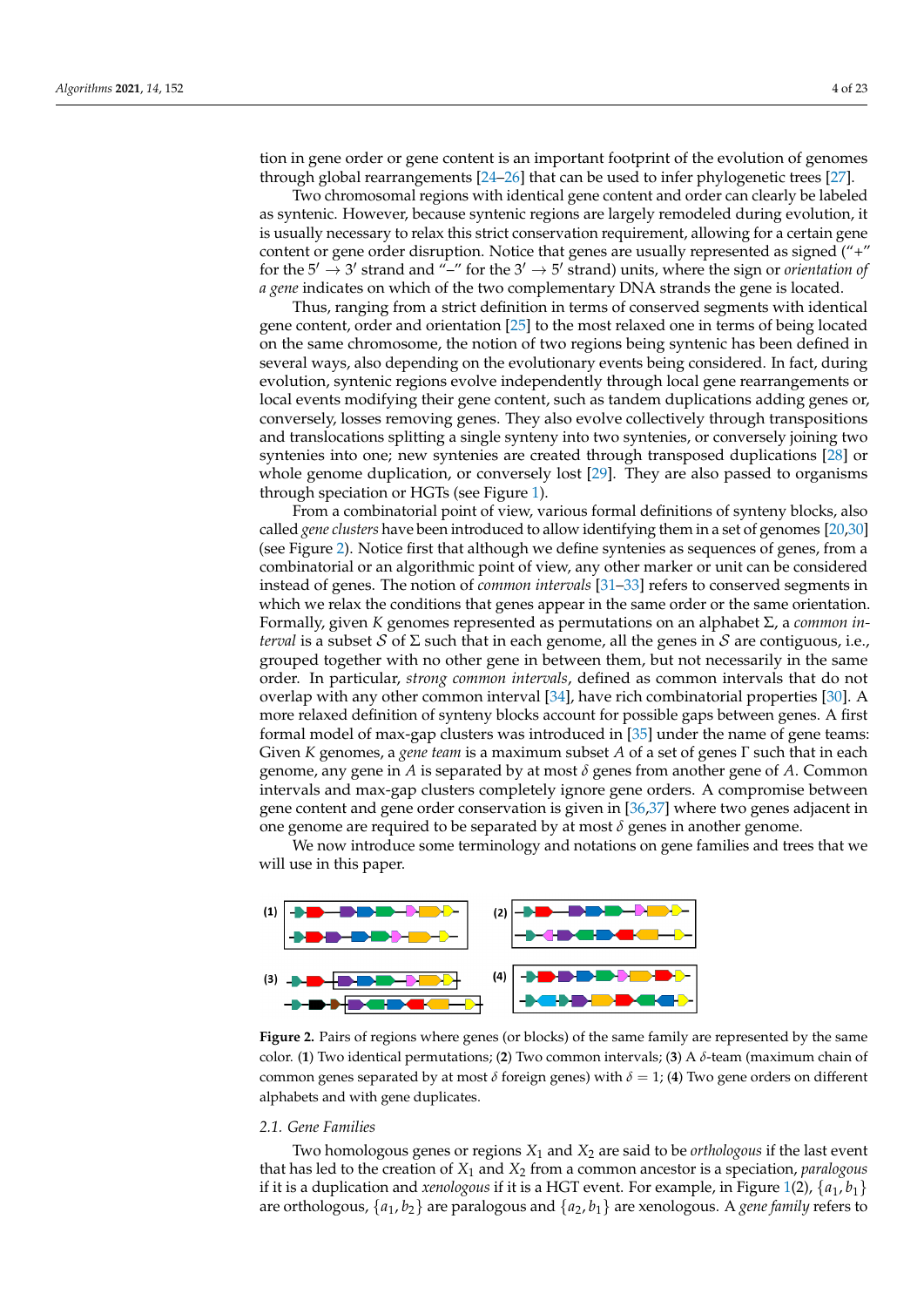tion in gene order or gene content is an important footprint of the evolution of genomes through global rearrangements [24–26] that can be used to infer phylogenetic trees [27].

Two chromosomal regions with identical gene content and order can clearly be labeled as syntenic. However, because syntenic regions are largely remodeled during evolution, it is usually necessary to relax this strict conservation requirement, allowing for a certain gene content or gene order disruption. Notice that genes are usually represented as signed ("+" for the $5' \rightarrow 3'$ strand and "−" for the $3' \rightarrow 5'$ strand) units, where the sign or *orientation of a gene* indicates on which of the two complementary DNA strands the gene is located.

Thus, ranging from a strict definition in terms of conserved segments with identical gene content, order and orientation [25] to the most relaxed one in terms of being located on the same chromosome, the notion of two regions being syntenic has been defined in several ways, also depending on the evolutionary events being considered. In fact, during evolution, syntenic regions evolve independently through local gene rearrangements or local events modifying their gene content, such as tandem duplications adding genes or, conversely, losses removing genes. They also evolve collectively through transpositions and translocations splitting a single synteny into two syntenies, or conversely joining two syntenies into one; new syntenies are created through transposed duplications [28] or whole genome duplication, or conversely lost [29]. They are also passed to organisms through speciation or HGTs (see Figure 1).

From a combinatorial point of view, various formal definitions of synteny blocks, also called *gene clusters* have been introduced to allow identifying them in a set of genomes [20,30] (see Figure 2). Notice first that although we define syntenies as sequences of genes, from a combinatorial or an algorithmic point of view, any other marker or unit can be considered instead of genes. The notion of *common intervals* [31–33] refers to conserved segments in which we relax the conditions that genes appear in the same order or the same orientation. Formally, given $K$ genomes represented as permutations on an alphabet $\Sigma$, a *common interval* is a subset $\mathcal{S}$ of $\Sigma$ such that in each genome, all the genes in $\mathcal{S}$ are contiguous, i.e., grouped together with no other gene in between them, but not necessarily in the same order. In particular, *strong common intervals*, defined as common intervals that do not overlap with any other common interval [34], have rich combinatorial properties [30]. A more relaxed definition of synteny blocks account for possible gaps between genes. A first formal model of max-gap clusters was introduced in [35] under the name of gene teams: Given $K$ genomes, a *gene team* is a maximum subset $A$ of a set of genes $\Gamma$ such that in each genome, any gene in $A$ is separated by at most $\delta$ genes from another gene of $A$. Common intervals and max-gap clusters completely ignore gene orders. A compromise between gene content and gene order conservation is given in [36,37] where two genes adjacent in one genome are required to be separated by at most $\delta$ genes in another genome.

We now introduce some terminology and notations on gene families and trees that we will use in this paper.

**Figure 2.** Pairs of regions where genes (or blocks) of the same family are represented by the same color. (**1**) Two identical permutations; (**2**) Two common intervals; (**3**) A $\delta$-team (maximum chain of common genes separated by at most $\delta$ foreign genes) with $\delta = 1$; (**4**) Two gene orders on different alphabets and with gene duplicates.

### 2.1. Gene Families

Two homologous genes or regions $X_1$ and $X_2$ are said to be *orthologous* if the last event that has led to the creation of $X_1$ and $X_2$ from a common ancestor is a speciation, *paralogous* if it is a duplication and *xenologous* if it is a HGT event. For example, in Figure 1(2), $\{a_1, b_1\}$ are orthologous, $\{a_1, b_2\}$ are paralogous and $\{a_2, b_1\}$ are xenologous. A *gene family* refers to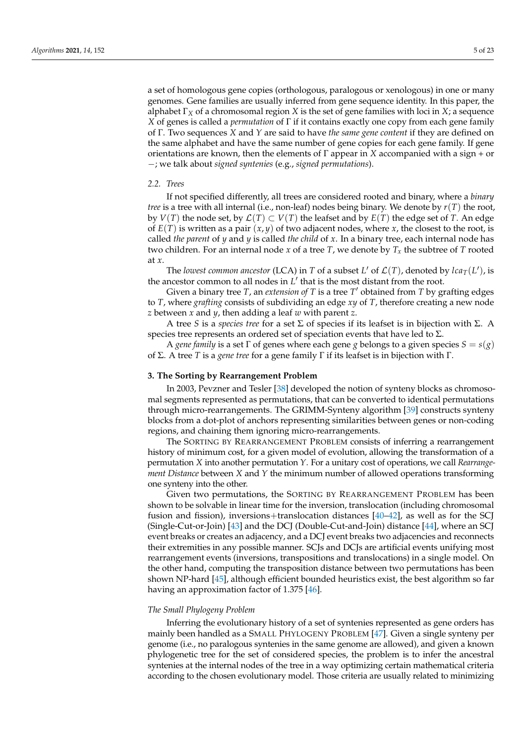a set of homologous gene copies (orthologous, paralogous or xenologous) in one or many genomes. Gene families are usually inferred from gene sequence identity. In this paper, the alphabet $\Gamma_X$ of a chromosomal region $X$ is the set of gene families with loci in $X$; a sequence $X$ of genes is called a *permutation* of $\Gamma$ if it contains exactly one copy from each gene family of $\Gamma$. Two sequences $X$ and $Y$ are said to have *the same gene content* if they are defined on the same alphabet and have the same number of gene copies for each gene family. If gene orientations are known, then the elements of $\Gamma$ appear in $X$ accompanied with a sign + or −; we talk about *signed syntenies* (e.g., *signed permutations*).

### 2.2. Trees

If not specified differently, all trees are considered rooted and binary, where a *binary tree* is a tree with all internal (i.e., non-leaf) nodes being binary. We denote by $r(T)$ the root, by $V(T)$ the node set, by $\mathcal{L}(T) \subset V(T)$ the leafset and by $E(T)$ the edge set of $T$. An edge of $E(T)$ is written as a pair $(x, y)$ of two adjacent nodes, where $x$, the closest to the root, is called *the parent* of $y$ and $y$ is called *the child* of $x$. In a binary tree, each internal node has two children. For an internal node $x$ of a tree $T$, we denote by $T_x$ the subtree of $T$ rooted at $x$.

The *lowest common ancestor* (LCA) in $T$ of a subset $L'$ of $\mathcal{L}(T)$, denoted by $lca_T(L')$, is the ancestor common to all nodes in $L'$ that is the most distant from the root.

Given a binary tree $T$, an *extension of T* is a tree $T'$ obtained from $T$ by grafting edges to $T$, where *grafting* consists of subdividing an edge $xy$ of $T$, therefore creating a new node $z$ between $x$ and $y$, then adding a leaf $w$ with parent $z$.

A tree $S$ is a *species tree* for a set $\Sigma$ of species if its leafset is in bijection with $\Sigma$. A species tree represents an ordered set of speciation events that have led to $\Sigma$.

A *gene family* is a set $\Gamma$ of genes where each gene $g$ belongs to a given species $S = s(g)$ of $\Sigma$. A tree $T$ is a *gene tree* for a gene family $\Gamma$ if its leafset is in bijection with $\Gamma$.

## 3. The Sorting by Rearrangement Problem

In 2003, Pevzner and Tesler [38] developed the notion of synteny blocks as chromosomal segments represented as permutations, that can be converted to identical permutations through micro-rearrangements. The GRIMM-Synteny algorithm [39] constructs synteny blocks from a dot-plot of anchors representing similarities between genes or non-coding regions, and chaining them ignoring micro-rearrangements.

The Sorting by Rearrangement Problem consists of inferring a rearrangement history of minimum cost, for a given model of evolution, allowing the transformation of a permutation $X$ into another permutation $Y$. For a unitary cost of operations, we call *Rearrangement Distance* between $X$ and $Y$ the minimum number of allowed operations transforming one synteny into the other.

Given two permutations, the Sorting by Rearrangement Problem has been shown to be solvable in linear time for the inversion, translocation (including chromosomal fusion and fission), inversions+translocation distances [40–42], as well as for the SCJ (Single-Cut-or-Join) [43] and the DCJ (Double-Cut-and-Join) distance [44], where an SCJ event breaks or creates an adjacency, and a DCJ event breaks two adjacencies and reconnects their extremities in any possible manner. SCJs and DCJs are artificial events unifying most rearrangement events (inversions, transpositions and translocations) in a single model. On the other hand, computing the transposition distance between two permutations has been shown NP-hard [45], although efficient bounded heuristics exist, the best algorithm so far having an approximation factor of 1.375 [46].

### The Small Phylogeny Problem

Inferring the evolutionary history of a set of syntenies represented as gene orders has mainly been handled as a Small Phylogeny Problem [47]. Given a single synteny per genome (i.e., no paralogous syntenies in the same genome are allowed), and given a known phylogenetic tree for the set of considered species, the problem is to infer the ancestral syntenies at the internal nodes of the tree in a way optimizing certain mathematical criteria according to the chosen evolutionary model. Those criteria are usually related to minimizing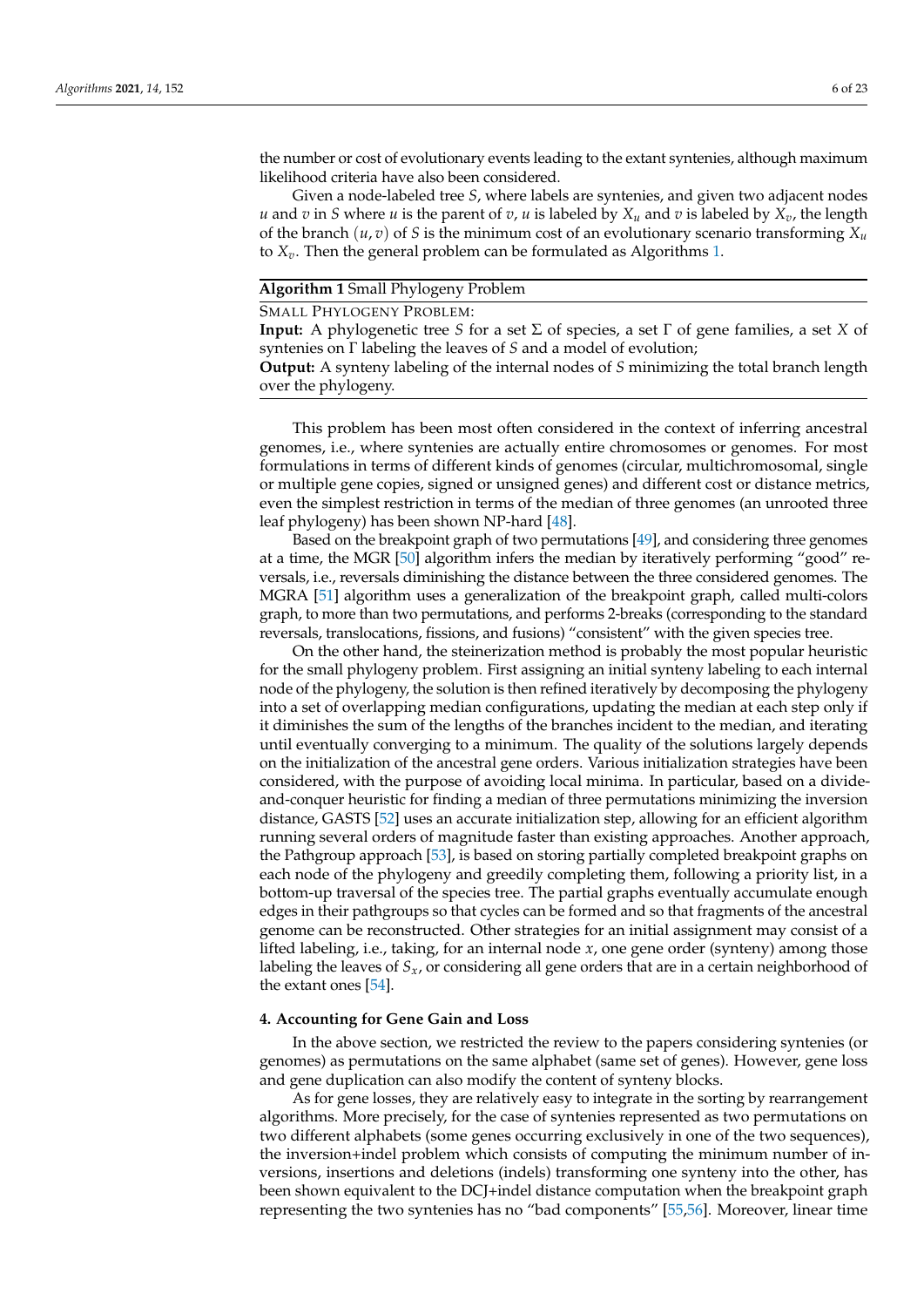the number or cost of evolutionary events leading to the extant syntenies, although maximum likelihood criteria have also been considered.

Given a node-labeled tree $S$, where labels are syntenies, and given two adjacent nodes $u$ and $v$ in $S$ where $u$ is the parent of $v$, $u$ is labeled by $X_u$ and $v$ is labeled by $X_v$, the length of the branch $(u, v)$ of $S$ is the minimum cost of an evolutionary scenario transforming $X_u$ to $X_v$. Then the general problem can be formulated as Algorithms 1.

**Algorithm 1** Small Phylogeny Problem

SMALL PHYLOGENY PROBLEM:

**Input:** A phylogenetic tree $S$ for a set $\Sigma$ of species, a set $\Gamma$ of gene families, a set $X$ of syntenies on $\Gamma$ labeling the leaves of $S$ and a model of evolution;

**Output:** A synteny labeling of the internal nodes of $S$ minimizing the total branch length over the phylogeny.

This problem has been most often considered in the context of inferring ancestral genomes, i.e., where syntenies are actually entire chromosomes or genomes. For most formulations in terms of different kinds of genomes (circular, multichromosomal, single or multiple gene copies, signed or unsigned genes) and different cost or distance metrics, even the simplest restriction in terms of the median of three genomes (an unrooted three leaf phylogeny) has been shown NP-hard [48].

Based on the breakpoint graph of two permutations [49], and considering three genomes at a time, the MGR [50] algorithm infers the median by iteratively performing "good" reversals, i.e., reversals diminishing the distance between the three considered genomes. The MGRA [51] algorithm uses a generalization of the breakpoint graph, called multi-colors graph, to more than two permutations, and performs 2-breaks (corresponding to the standard reversals, translocations, fissions, and fusions) "consistent" with the given species tree.

On the other hand, the steinerization method is probably the most popular heuristic for the small phylogeny problem. First assigning an initial synteny labeling to each internal node of the phylogeny, the solution is then refined iteratively by decomposing the phylogeny into a set of overlapping median configurations, updating the median at each step only if it diminishes the sum of the lengths of the branches incident to the median, and iterating until eventually converging to a minimum. The quality of the solutions largely depends on the initialization of the ancestral gene orders. Various initialization strategies have been considered, with the purpose of avoiding local minima. In particular, based on a divide-and-conquer heuristic for finding a median of three permutations minimizing the inversion distance, GASTS [52] uses an accurate initialization step, allowing for an efficient algorithm running several orders of magnitude faster than existing approaches. Another approach, the Pathgroup approach [53], is based on storing partially completed breakpoint graphs on each node of the phylogeny and greedily completing them, following a priority list, in a bottom-up traversal of the species tree. The partial graphs eventually accumulate enough edges in their pathgroups so that cycles can be formed and so that fragments of the ancestral genome can be reconstructed. Other strategies for an initial assignment may consist of a lifted labeling, i.e., taking, for an internal node $x$, one gene order (synteny) among those labeling the leaves of $S_x$, or considering all gene orders that are in a certain neighborhood of the extant ones [54].

## 4. Accounting for Gene Gain and Loss

In the above section, we restricted the review to the papers considering syntenies (or genomes) as permutations on the same alphabet (same set of genes). However, gene loss and gene duplication can also modify the content of synteny blocks.

As for gene losses, they are relatively easy to integrate in the sorting by rearrangement algorithms. More precisely, for the case of syntenies represented as two permutations on two different alphabets (some genes occurring exclusively in one of the two sequences), the inversion+indel problem which consists of computing the minimum number of inversions, insertions and deletions (indels) transforming one synteny into the other, has been shown equivalent to the DCJ+indel distance computation when the breakpoint graph representing the two syntenies has no "bad components" [55,56]. Moreover, linear time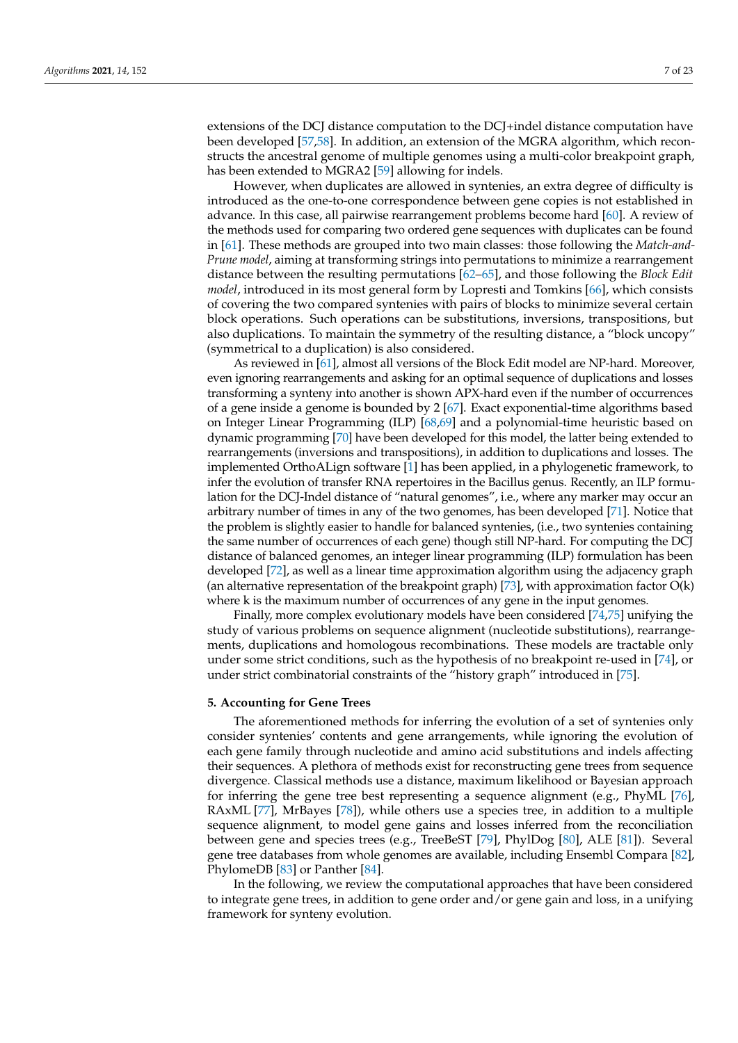extensions of the DCJ distance computation to the DCJ+indel distance computation have been developed [57,58]. In addition, an extension of the MGRA algorithm, which reconstructs the ancestral genome of multiple genomes using a multi-color breakpoint graph, has been extended to MGRA2 [59] allowing for indels.

However, when duplicates are allowed in syntenies, an extra degree of difficulty is introduced as the one-to-one correspondence between gene copies is not established in advance. In this case, all pairwise rearrangement problems become hard [60]. A review of the methods used for comparing two ordered gene sequences with duplicates can be found in [61]. These methods are grouped into two main classes: those following the *Match-and-Prune model*, aiming at transforming strings into permutations to minimize a rearrangement distance between the resulting permutations [62–65], and those following the *Block Edit model*, introduced in its most general form by Lopresti and Tomkins [66], which consists of covering the two compared syntenies with pairs of blocks to minimize several certain block operations. Such operations can be substitutions, inversions, transpositions, but also duplications. To maintain the symmetry of the resulting distance, a "block uncopy" (symmetrical to a duplication) is also considered.

As reviewed in [61], almost all versions of the Block Edit model are NP-hard. Moreover, even ignoring rearrangements and asking for an optimal sequence of duplications and losses transforming a synteny into another is shown APX-hard even if the number of occurrences of a gene inside a genome is bounded by 2 [67]. Exact exponential-time algorithms based on Integer Linear Programming (ILP) [68,69] and a polynomial-time heuristic based on dynamic programming [70] have been developed for this model, the latter being extended to rearrangements (inversions and transpositions), in addition to duplications and losses. The implemented OrthoALign software [1] has been applied, in a phylogenetic framework, to infer the evolution of transfer RNA repertoires in the Bacillus genus. Recently, an ILP formulation for the DCJ-Indel distance of "natural genomes", i.e., where any marker may occur an arbitrary number of times in any of the two genomes, has been developed [71]. Notice that the problem is slightly easier to handle for balanced syntenies, (i.e., two syntenies containing the same number of occurrences of each gene) though still NP-hard. For computing the DCJ distance of balanced genomes, an integer linear programming (ILP) formulation has been developed [72], as well as a linear time approximation algorithm using the adjacency graph (an alternative representation of the breakpoint graph) [73], with approximation factor O(k) where k is the maximum number of occurrences of any gene in the input genomes.

Finally, more complex evolutionary models have been considered [74,75] unifying the study of various problems on sequence alignment (nucleotide substitutions), rearrangements, duplications and homologous recombinations. These models are tractable only under some strict conditions, such as the hypothesis of no breakpoint re-used in [74], or under strict combinatorial constraints of the "history graph" introduced in [75].

## 5. Accounting for Gene Trees

The aforementioned methods for inferring the evolution of a set of syntenies only consider syntenies' contents and gene arrangements, while ignoring the evolution of each gene family through nucleotide and amino acid substitutions and indels affecting their sequences. A plethora of methods exist for reconstructing gene trees from sequence divergence. Classical methods use a distance, maximum likelihood or Bayesian approach for inferring the gene tree best representing a sequence alignment (e.g., PhyML [76], RAxML [77], MrBayes [78]), while others use a species tree, in addition to a multiple sequence alignment, to model gene gains and losses inferred from the reconciliation between gene and species trees (e.g., TreeBeST [79], PhylDog [80], ALE [81]). Several gene tree databases from whole genomes are available, including Ensembl Compara [82], PhylomeDB [83] or Panther [84].

In the following, we review the computational approaches that have been considered to integrate gene trees, in addition to gene order and/or gene gain and loss, in a unifying framework for synteny evolution.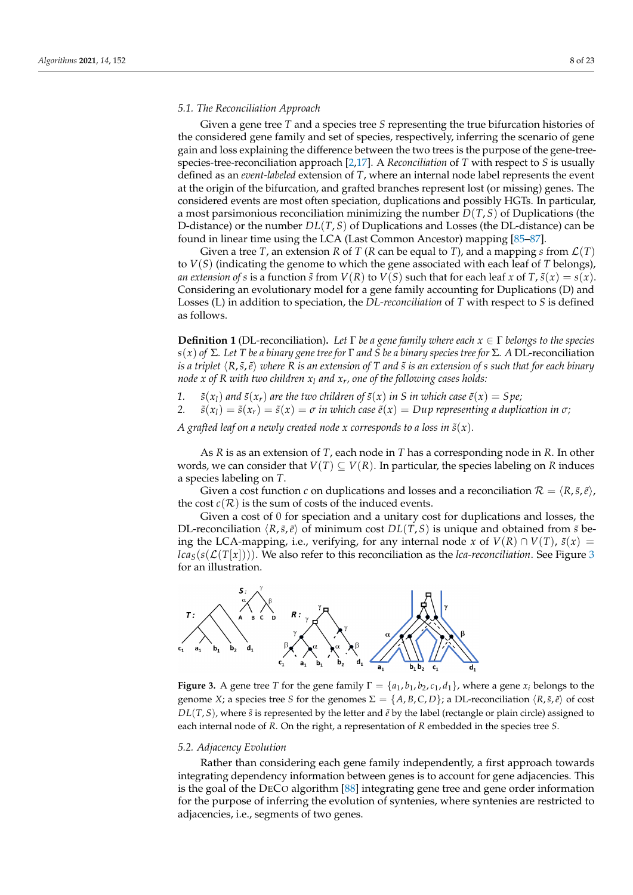### 5.1. The Reconciliation Approach

Given a gene tree $T$ and a species tree $S$ representing the true bifurcation histories of the considered gene family and set of species, respectively, inferring the scenario of gene gain and loss explaining the difference between the two trees is the purpose of the gene-tree-species-tree-reconciliation approach [2,17]. A *Reconciliation* of $T$ with respect to $S$ is usually defined as an *event-labeled* extension of $T$, where an internal node label represents the event at the origin of the bifurcation, and grafted branches represent lost (or missing) genes. The considered events are most often speciation, duplications and possibly HGTs. In particular, a most parsimonious reconciliation minimizing the number $D(T,S)$ of Duplications (the D-distance) or the number $DL(T,S)$ of Duplications and Losses (the DL-distance) can be found in linear time using the LCA (Last Common Ancestor) mapping [85–87].

Given a tree $T$, an extension $R$ of $T$ ($R$ can be equal to $T$), and a mapping $s$ from $\mathcal{L}(T)$ to $V(S)$ (indicating the genome to which the gene associated with each leaf of $T$ belongs), *an extension of* $s$ is a function $\tilde{s}$ from $V(R)$ to $V(S)$ such that for each leaf $x$ of $T$, $\tilde{s}(x) = s(x)$. Considering an evolutionary model for a gene family accounting for Duplications (D) and Losses (L) in addition to speciation, the *DL-reconciliation* of $T$ with respect to $S$ is defined as follows.

**Definition 1** (DL-reconciliation)**.** *Let $\Gamma$ be a gene family where each $x \in \Gamma$ belongs to the species $s(x)$ of $\Sigma$. Let $T$ be a binary gene tree for $\Gamma$ and $S$ be a binary species tree for $\Sigma$. A* DL-reconciliation *is a triplet $\langle R, \tilde{s}, \tilde{e} \rangle$ where $R$ is an extension of $T$ and $\tilde{s}$ is an extension of $s$ such that for each binary node $x$ of $R$ with two children $x_l$ and $x_r$, one of the following cases holds:*

1. *$\tilde{s}(x_l)$ and $\tilde{s}(x_r)$ are the two children of $\tilde{s}(x)$ in $S$ in which case $\tilde{e}(x) = Spe$;*
2. *$\tilde{s}(x_l) = \tilde{s}(x_r) = \tilde{s}(x) = \sigma$ in which case $\tilde{e}(x) = Dup$ representing a duplication in $\sigma$;*

*A grafted leaf on a newly created node $x$ corresponds to a loss in $\tilde{s}(x)$.*

As $R$ is as an extension of $T$, each node in $T$ has a corresponding node in $R$. In other words, we can consider that $V(T) \subseteq V(R)$. In particular, the species labeling on $R$ induces a species labeling on $T$.

Given a cost function $c$ on duplications and losses and a reconciliation $\mathcal{R} = \langle R, \tilde{s}, \tilde{e} \rangle$, the cost $c(\mathcal{R})$ is the sum of costs of the induced events.

Given a cost of 0 for speciation and a unitary cost for duplications and losses, the DL-reconciliation $\langle R, \tilde{s}, \tilde{e} \rangle$ of minimum cost $DL(T,S)$ is unique and obtained from $\tilde{s}$ being the LCA-mapping, i.e., verifying, for any internal node $x$ of $V(R) \cap V(T)$, $\tilde{s}(x) = lca_S(s(\mathcal{L}(T[x])))$. We also refer to this reconciliation as the *lca-reconciliation*. See Figure 3 for an illustration.

**Figure 3.** A gene tree $T$ for the gene family $\Gamma = \{a_1, b_1, b_2, c_1, d_1\}$, where a gene $x_i$ belongs to the genome $X$; a species tree $S$ for the genomes $\Sigma = \{A, B, C, D\}$; a DL-reconciliation $\langle R, \tilde{s}, \tilde{e} \rangle$ of cost $DL(T,S)$, where $\tilde{s}$ is represented by the letter and $\tilde{e}$ by the label (rectangle or plain circle) assigned to each internal node of $R$. On the right, a representation of $R$ embedded in the species tree $S$.

### 5.2. Adjacency Evolution

Rather than considering each gene family independently, a first approach towards integrating dependency information between genes is to account for gene adjacencies. This is the goal of the DeCo algorithm [88] integrating gene tree and gene order information for the purpose of inferring the evolution of syntenies, where syntenies are restricted to adjacencies, i.e., segments of two genes.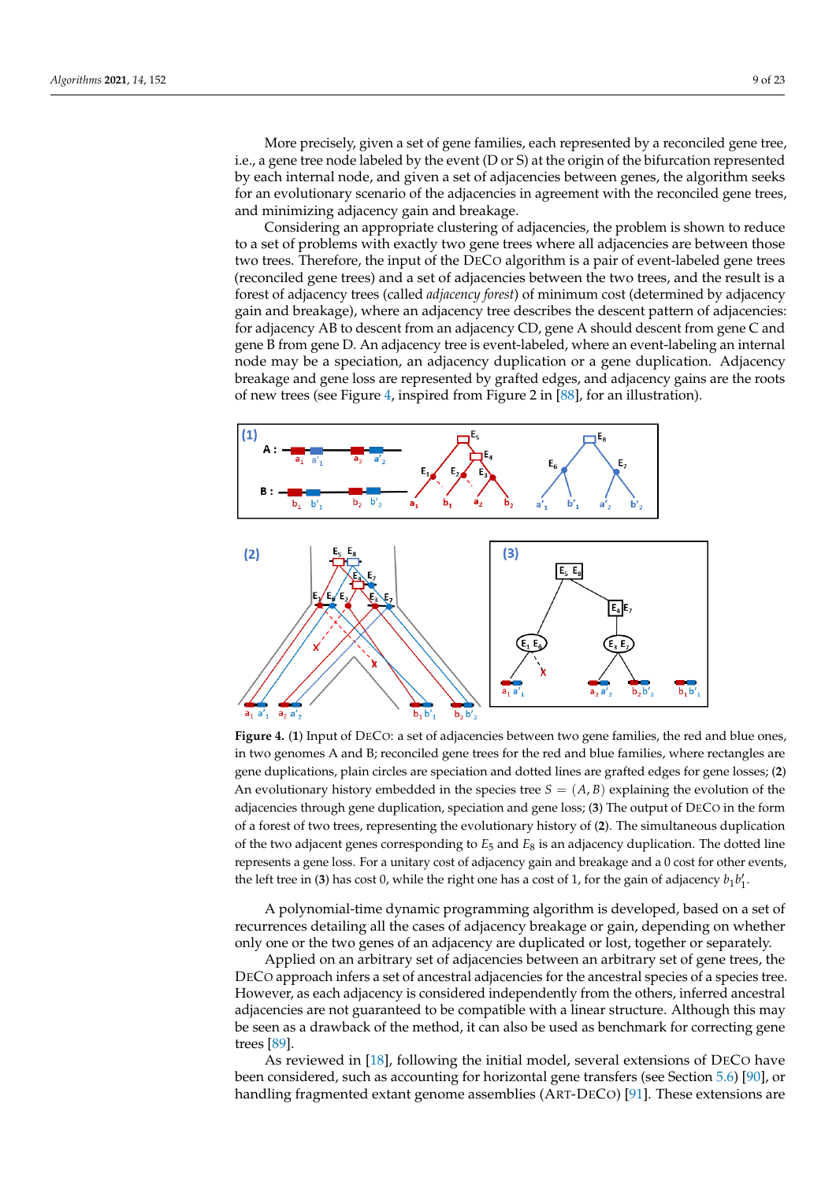More precisely, given a set of gene families, each represented by a reconciled gene tree, i.e., a gene tree node labeled by the event (D or S) at the origin of the bifurcation represented by each internal node, and given a set of adjacencies between genes, the algorithm seeks for an evolutionary scenario of the adjacencies in agreement with the reconciled gene trees, and minimizing adjacency gain and breakage.

Considering an appropriate clustering of adjacencies, the problem is shown to reduce to a set of problems with exactly two gene trees where all adjacencies are between those two trees. Therefore, the input of the DeCo algorithm is a pair of event-labeled gene trees (reconciled gene trees) and a set of adjacencies between the two trees, and the result is a forest of adjacency trees (called *adjacency forest*) of minimum cost (determined by adjacency gain and breakage), where an adjacency tree describes the descent pattern of adjacencies: for adjacency AB to descent from an adjacency CD, gene A should descent from gene C and gene B from gene D. An adjacency tree is event-labeled, where an event-labeling an internal node may be a speciation, an adjacency duplication or a gene duplication. Adjacency breakage and gene loss are represented by grafted edges, and adjacency gains are the roots of new trees (see Figure 4, inspired from Figure 2 in [88], for an illustration).

**Figure 4.** (**1**) Input of DeCo: a set of adjacencies between two gene families, the red and blue ones, in two genomes A and B; reconciled gene trees for the red and blue families, where rectangles are gene duplications, plain circles are speciation and dotted lines are grafted edges for gene losses; (**2**) An evolutionary history embedded in the species tree $S = (A, B)$ explaining the evolution of the adjacencies through gene duplication, speciation and gene loss; (**3**) The output of DeCo in the form of a forest of two trees, representing the evolutionary history of (**2**). The simultaneous duplication of the two adjacent genes corresponding to $E_5$ and $E_8$ is an adjacency duplication. The dotted line represents a gene loss. For a unitary cost of adjacency gain and breakage and a 0 cost for other events, the left tree in (**3**) has cost 0, while the right one has a cost of 1, for the gain of adjacency $b_1b'_1$.

A polynomial-time dynamic programming algorithm is developed, based on a set of recurrences detailing all the cases of adjacency breakage or gain, depending on whether only one or the two genes of an adjacency are duplicated or lost, together or separately.

Applied on an arbitrary set of adjacencies between an arbitrary set of gene trees, the DeCo approach infers a set of ancestral adjacencies for the ancestral species of a species tree. However, as each adjacency is considered independently from the others, inferred ancestral adjacencies are not guaranteed to be compatible with a linear structure. Although this may be seen as a drawback of the method, it can also be used as benchmark for correcting gene trees [89].

As reviewed in [18], following the initial model, several extensions of DeCo have been considered, such as accounting for horizontal gene transfers (see Section 5.6) [90], or handling fragmented extant genome assemblies (ART-DeCo) [91]. These extensions are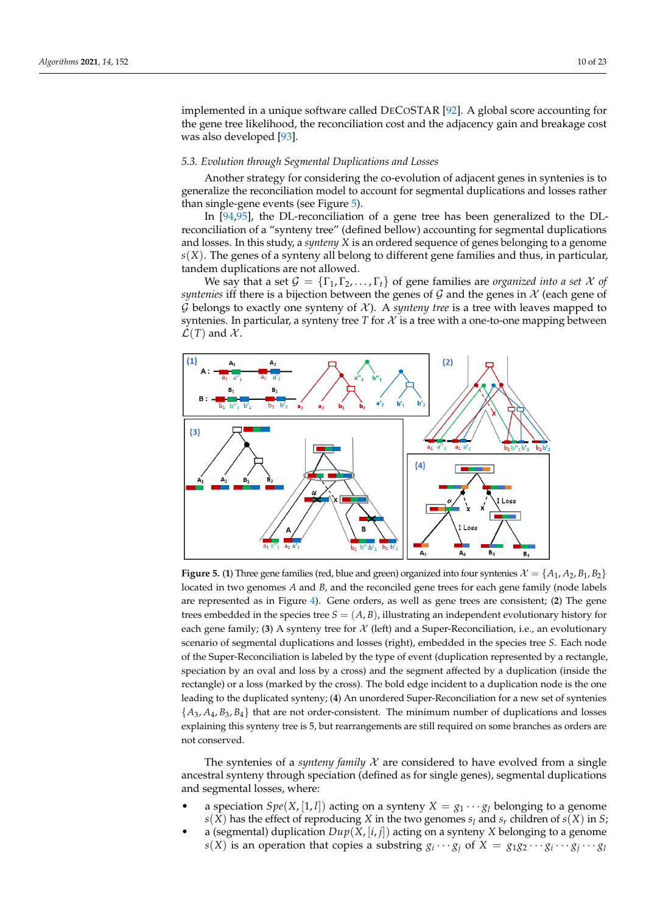implemented in a unique software called DeCoSTAR [92]. A global score accounting for the gene tree likelihood, the reconciliation cost and the adjacency gain and breakage cost was also developed [93].

### 5.3. Evolution through Segmental Duplications and Losses

Another strategy for considering the co-evolution of adjacent genes in syntenies is to generalize the reconciliation model to account for segmental duplications and losses rather than single-gene events (see Figure 5).

In [94,95], the DL-reconciliation of a gene tree has been generalized to the DL-reconciliation of a "synteny tree" (defined bellow) accounting for segmental duplications and losses. In this study, a *synteny* $X$ is an ordered sequence of genes belonging to a genome $s(X)$. The genes of a synteny all belong to different gene families and thus, in particular, tandem duplications are not allowed.

We say that a set $\mathcal{G} = \{\Gamma_1, \Gamma_2, \ldots, \Gamma_t\}$ of gene families are *organized into a set* $\mathcal{X}$ *of syntenies* iff there is a bijection between the genes of $\mathcal{G}$ and the genes in $\mathcal{X}$ (each gene of $\mathcal{G}$ belongs to exactly one synteny of $\mathcal{X}$). A *synteny tree* is a tree with leaves mapped to syntenies. In particular, a synteny tree $T$ for $\mathcal{X}$ is a tree with a one-to-one mapping between $\mathcal{L}(T)$ and $\mathcal{X}$.

**Figure 5.** (**1**) Three gene families (red, blue and green) organized into four syntenies $\mathcal{X} = \{A_1, A_2, B_1, B_2\}$ located in two genomes $A$ and $B$, and the reconciled gene trees for each gene family (node labels are represented as in Figure 4). Gene orders, as well as gene trees are consistent; (**2**) The gene trees embedded in the species tree $S = (A, B)$, illustrating an independent evolutionary history for each gene family; (**3**) A synteny tree for $\mathcal{X}$ (left) and a Super-Reconciliation, i.e., an evolutionary scenario of segmental duplications and losses (right), embedded in the species tree $S$. Each node of the Super-Reconciliation is labeled by the type of event (duplication represented by a rectangle, speciation by an oval and loss by a cross) and the segment affected by a duplication (inside the rectangle) or a loss (marked by the cross). The bold edge incident to a duplication node is the one leading to the duplicated synteny; (**4**) An unordered Super-Reconciliation for a new set of syntenies $\{A_3, A_4, B_3, B_4\}$ that are not order-consistent. The minimum number of duplications and losses explaining this synteny tree is 5, but rearrangements are still required on some branches as orders are not conserved.

The syntenies of a *synteny family* $\mathcal{X}$ are considered to have evolved from a single ancestral synteny through speciation (defined as for single genes), segmental duplications and segmental losses, where:

- a speciation $Spe(X, [1, l])$ acting on a synteny $X = g_1 \cdots g_l$ belonging to a genome $s(X)$ has the effect of reproducing $X$ in the two genomes $s_l$ and $s_r$ children of $s(X)$ in $S$;
- a (segmental) duplication $Dup(X, [i, j])$ acting on a synteny $X$ belonging to a genome $s(X)$ is an operation that copies a substring $g_i \cdots g_j$ of $X = g_1 g_2 \cdots g_i \cdots g_j \cdots g_l$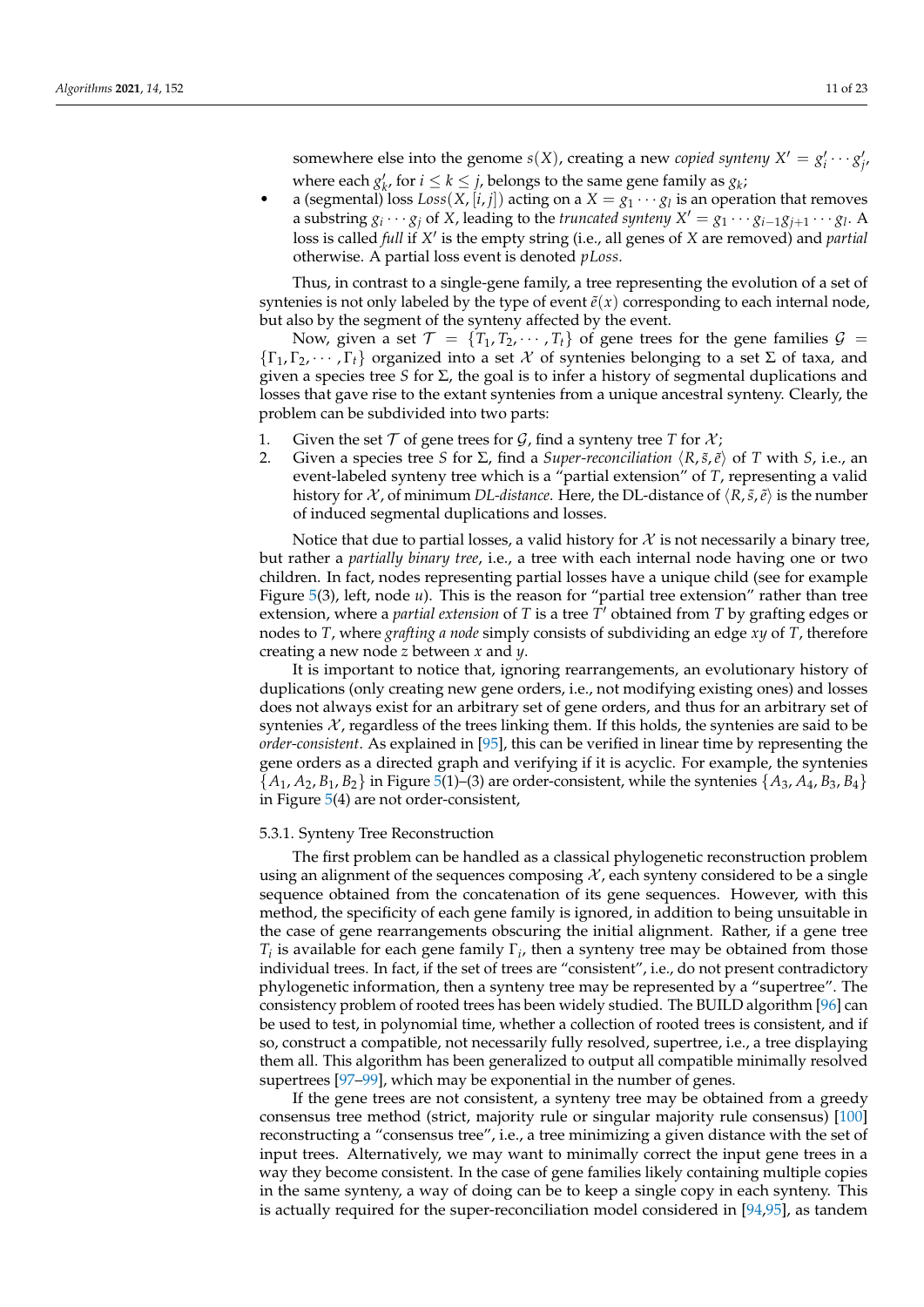somewhere else into the genome $s(X)$, creating a new *copied synteny* $X' = g'_i \cdots g'_j$, where each $g'_k$, for $i \leq k \leq j$, belongs to the same gene family as $g_k$;

- a (segmental) loss $Loss(X, [i,j])$ acting on a $X = g_1 \cdots g_l$ is an operation that removes a substring $g_i \cdots g_j$ of $X$, leading to the *truncated synteny* $X' = g_1 \cdots g_{i-1} g_{j+1} \cdots g_l$. A loss is called *full* if $X'$ is the empty string (i.e., all genes of $X$ are removed) and *partial* otherwise. A partial loss event is denoted *pLoss*.

Thus, in contrast to a single-gene family, a tree representing the evolution of a set of syntenies is not only labeled by the type of event $\tilde{e}(x)$ corresponding to each internal node, but also by the segment of the synteny affected by the event.

Now, given a set $\mathcal{T} = \{T_1, T_2, \cdots, T_t\}$ of gene trees for the gene families $\mathcal{G} = \{\Gamma_1, \Gamma_2, \cdots, \Gamma_t\}$ organized into a set $\mathcal{X}$ of syntenies belonging to a set $\Sigma$ of taxa, and given a species tree $S$ for $\Sigma$, the goal is to infer a history of segmental duplications and losses that gave rise to the extant syntenies from a unique ancestral synteny. Clearly, the problem can be subdivided into two parts:

1. Given the set $\mathcal{T}$ of gene trees for $\mathcal{G}$, find a synteny tree $T$ for $\mathcal{X}$;
2. Given a species tree $S$ for $\Sigma$, find a *Super-reconciliation* $\langle R, \tilde{s}, \tilde{e} \rangle$ of $T$ with $S$, i.e., an event-labeled synteny tree which is a "partial extension" of $T$, representing a valid history for $\mathcal{X}$, of minimum *DL-distance*. Here, the DL-distance of $\langle R, \tilde{s}, \tilde{e} \rangle$ is the number of induced segmental duplications and losses.

Notice that due to partial losses, a valid history for $\mathcal{X}$ is not necessarily a binary tree, but rather a *partially binary tree*, i.e., a tree with each internal node having one or two children. In fact, nodes representing partial losses have a unique child (see for example Figure 5(3), left, node $u$). This is the reason for "partial tree extension" rather than tree extension, where a *partial extension* of $T$ is a tree $T'$ obtained from $T$ by grafting edges or nodes to $T$, where *grafting a node* simply consists of subdividing an edge $xy$ of $T$, therefore creating a new node $z$ between $x$ and $y$.

It is important to notice that, ignoring rearrangements, an evolutionary history of duplications (only creating new gene orders, i.e., not modifying existing ones) and losses does not always exist for an arbitrary set of gene orders, and thus for an arbitrary set of syntenies $\mathcal{X}$, regardless of the trees linking them. If this holds, the syntenies are said to be *order-consistent*. As explained in [95], this can be verified in linear time by representing the gene orders as a directed graph and verifying if it is acyclic. For example, the syntenies $\{A_1, A_2, B_1, B_2\}$ in Figure 5(1)–(3) are order-consistent, while the syntenies $\{A_3, A_4, B_3, B_4\}$ in Figure 5(4) are not order-consistent,

#### 5.3.1. Synteny Tree Reconstruction

The first problem can be handled as a classical phylogenetic reconstruction problem using an alignment of the sequences composing $\mathcal{X}$, each synteny considered to be a single sequence obtained from the concatenation of its gene sequences. However, with this method, the specificity of each gene family is ignored, in addition to being unsuitable in the case of gene rearrangements obscuring the initial alignment. Rather, if a gene tree $T_i$ is available for each gene family $\Gamma_i$, then a synteny tree may be obtained from those individual trees. In fact, if the set of trees are "consistent", i.e., do not present contradictory phylogenetic information, then a synteny tree may be represented by a "supertree". The consistency problem of rooted trees has been widely studied. The BUILD algorithm [96] can be used to test, in polynomial time, whether a collection of rooted trees is consistent, and if so, construct a compatible, not necessarily fully resolved, supertree, i.e., a tree displaying them all. This algorithm has been generalized to output all compatible minimally resolved supertrees [97–99], which may be exponential in the number of genes.

If the gene trees are not consistent, a synteny tree may be obtained from a greedy consensus tree method (strict, majority rule or singular majority rule consensus) [100] reconstructing a "consensus tree", i.e., a tree minimizing a given distance with the set of input trees. Alternatively, we may want to minimally correct the input gene trees in a way they become consistent. In the case of gene families likely containing multiple copies in the same synteny, a way of doing can be to keep a single copy in each synteny. This is actually required for the super-reconciliation model considered in [94,95], as tandem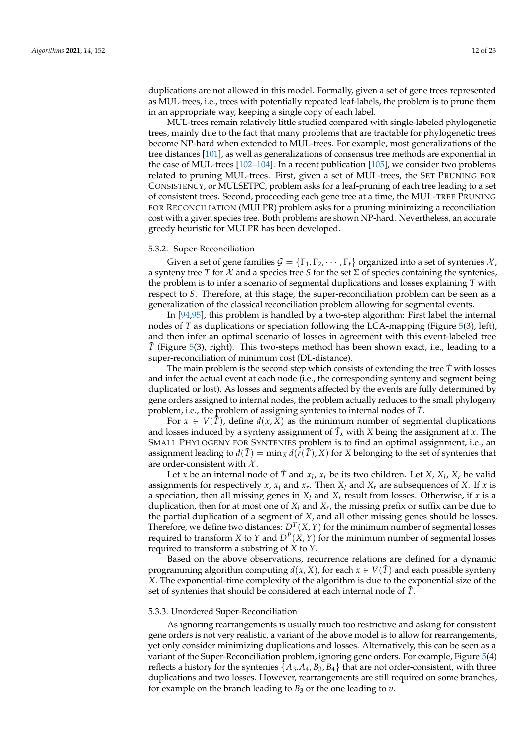duplications are not allowed in this model. Formally, given a set of gene trees represented as MUL-trees, i.e., trees with potentially repeated leaf-labels, the problem is to prune them in an appropriate way, keeping a single copy of each label.

MUL-trees remain relatively little studied compared with single-labeled phylogenetic trees, mainly due to the fact that many problems that are tractable for phylogenetic trees become NP-hard when extended to MUL-trees. For example, most generalizations of the tree distances [101], as well as generalizations of consensus tree methods are exponential in the case of MUL-trees [102–104]. In a recent publication [105], we consider two problems related to pruning MUL-trees. First, given a set of MUL-trees, the SET PRUNING FOR CONSISTENCY, or MULSETPC, problem asks for a leaf-pruning of each tree leading to a set of consistent trees. Second, proceeding each gene tree at a time, the MUL-TREE PRUNING FOR RECONCILIATION (MULPR) problem asks for a pruning minimizing a reconciliation cost with a given species tree. Both problems are shown NP-hard. Nevertheless, an accurate greedy heuristic for MULPR has been developed.

#### 5.3.2. Super-Reconciliation

Given a set of gene families $\mathcal{G} = \{\Gamma_1, \Gamma_2, \cdots, \Gamma_t\}$ organized into a set of syntenies $\mathcal{X}$, a synteny tree $T$ for $\mathcal{X}$ and a species tree $S$ for the set $\Sigma$ of species containing the syntenies, the problem is to infer a scenario of segmental duplications and losses explaining $T$ with respect to $S$. Therefore, at this stage, the super-reconciliation problem can be seen as a generalization of the classical reconciliation problem allowing for segmental events.

In [94,95], this problem is handled by a two-step algorithm: First label the internal nodes of $T$ as duplications or speciation following the LCA-mapping (Figure 5(3), left), and then infer an optimal scenario of losses in agreement with this event-labeled tree $\tilde{T}$ (Figure 5(3), right). This two-steps method has been shown exact, i.e., leading to a super-reconciliation of minimum cost (DL-distance).

The main problem is the second step which consists of extending the tree $\tilde{T}$ with losses and infer the actual event at each node (i.e., the corresponding synteny and segment being duplicated or lost). As losses and segments affected by the events are fully determined by gene orders assigned to internal nodes, the problem actually reduces to the small phylogeny problem, i.e., the problem of assigning syntenies to internal nodes of $\tilde{T}$.

For $x \in V(\tilde{T})$, define $d(x, X)$ as the minimum number of segmental duplications and losses induced by a synteny assignment of $\tilde{T}_x$ with $X$ being the assignment at $x$. The SMALL PHYLOGENY FOR SYNTENIES problem is to find an optimal assignment, i.e., an assignment leading to $d(\tilde{T}) = \min_X d(r(\tilde{T}), X)$ for $X$ belonging to the set of syntenies that are order-consistent with $\mathcal{X}$.

Let $x$ be an internal node of $\tilde{T}$ and $x_l$, $x_r$ be its two children. Let $X$, $X_l$, $X_r$ be valid assignments for respectively $x$, $x_l$ and $x_r$. Then $X_l$ and $X_r$ are subsequences of $X$. If $x$ is a speciation, then all missing genes in $X_l$ and $X_r$ result from losses. Otherwise, if $x$ is a duplication, then for at most one of $X_l$ and $X_r$, the missing prefix or suffix can be due to the partial duplication of a segment of $X$, and all other missing genes should be losses. Therefore, we define two distances: $D^T(X, Y)$ for the minimum number of segmental losses required to transform $X$ to $Y$ and $D^P(X, Y)$ for the minimum number of segmental losses required to transform a substring of $X$ to $Y$.

Based on the above observations, recurrence relations are defined for a dynamic programming algorithm computing $d(x, X)$, for each $x \in V(\tilde{T})$ and each possible synteny $X$. The exponential-time complexity of the algorithm is due to the exponential size of the set of syntenies that should be considered at each internal node of $\tilde{T}$.

#### 5.3.3. Unordered Super-Reconciliation

As ignoring rearrangements is usually much too restrictive and asking for consistent gene orders is not very realistic, a variant of the above model is to allow for rearrangements, yet only consider minimizing duplications and losses. Alternatively, this can be seen as a variant of the Super-Reconciliation problem, ignoring gene orders. For example, Figure 5(4) reflects a history for the syntenies $\{A_3.A_4, B_3, B_4\}$ that are not order-consistent, with three duplications and two losses. However, rearrangements are still required on some branches, for example on the branch leading to $B_3$ or the one leading to $v$.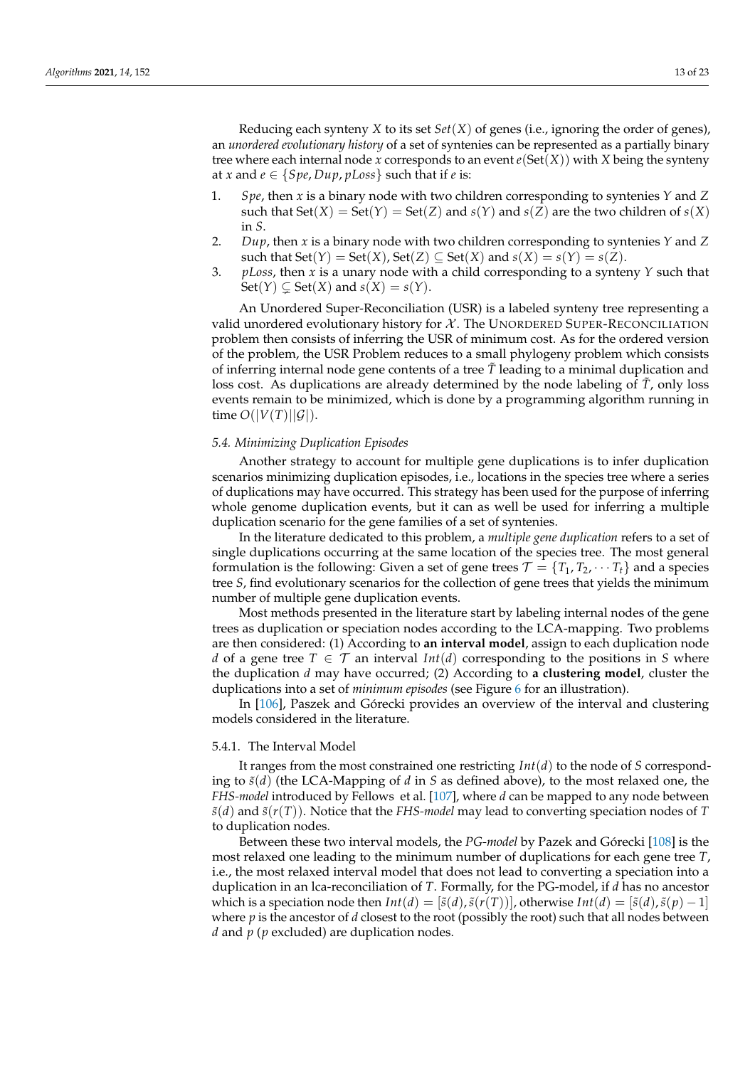Reducing each synteny $X$ to its set $Set(X)$ of genes (i.e., ignoring the order of genes), an *unordered evolutionary history* of a set of syntenies can be represented as a partially binary tree where each internal node $x$ corresponds to an event $e(\text{Set}(X))$ with $X$ being the synteny at $x$ and $e \in \{Spe, Dup, pLoss\}$ such that if $e$ is:

1. $Spe$, then $x$ is a binary node with two children corresponding to syntenies $Y$ and $Z$ such that $\text{Set}(X) = \text{Set}(Y) = \text{Set}(Z)$ and $s(Y)$ and $s(Z)$ are the two children of $s(X)$ in $S$.
2. $Dup$, then $x$ is a binary node with two children corresponding to syntenies $Y$ and $Z$ such that $\text{Set}(Y) = \text{Set}(X)$, $\text{Set}(Z) \subseteq \text{Set}(X)$ and $s(X) = s(Y) = s(Z)$.
3. $pLoss$, then $x$ is a unary node with a child corresponding to a synteny $Y$ such that $\text{Set}(Y) \subsetneq \text{Set}(X)$ and $s(X) = s(Y)$.

An Unordered Super-Reconciliation (USR) is a labeled synteny tree representing a valid unordered evolutionary history for $\mathcal{X}$. The UNORDERED SUPER-RECONCILIATION problem then consists of inferring the USR of minimum cost. As for the ordered version of the problem, the USR Problem reduces to a small phylogeny problem which consists of inferring internal node gene contents of a tree $\tilde{T}$ leading to a minimal duplication and loss cost. As duplications are already determined by the node labeling of $\tilde{T}$, only loss events remain to be minimized, which is done by a programming algorithm running in time $O(|V(T)||\mathcal{G}|)$.

### 5.4. Minimizing Duplication Episodes

Another strategy to account for multiple gene duplications is to infer duplication scenarios minimizing duplication episodes, i.e., locations in the species tree where a series of duplications may have occurred. This strategy has been used for the purpose of inferring whole genome duplication events, but it can as well be used for inferring a multiple duplication scenario for the gene families of a set of syntenies.

In the literature dedicated to this problem, a *multiple gene duplication* refers to a set of single duplications occurring at the same location of the species tree. The most general formulation is the following: Given a set of gene trees $\mathcal{T} = \{T_1, T_2, \cdots T_t\}$ and a species tree $S$, find evolutionary scenarios for the collection of gene trees that yields the minimum number of multiple gene duplication events.

Most methods presented in the literature start by labeling internal nodes of the gene trees as duplication or speciation nodes according to the LCA-mapping. Two problems are then considered: (1) According to **an interval model**, assign to each duplication node $d$ of a gene tree $T \in \mathcal{T}$ an interval $Int(d)$ corresponding to the positions in $S$ where the duplication $d$ may have occurred; (2) According to **a clustering model**, cluster the duplications into a set of *minimum episodes* (see Figure 6 for an illustration).

In [106], Paszek and Górecki provides an overview of the interval and clustering models considered in the literature.

#### 5.4.1. The Interval Model

It ranges from the most constrained one restricting $Int(d)$ to the node of $S$ corresponding to $\tilde{s}(d)$ (the LCA-Mapping of $d$ in $S$ as defined above), to the most relaxed one, the *FHS-model* introduced by Fellows et al. [107], where $d$ can be mapped to any node between $\tilde{s}(d)$ and $\tilde{s}(r(T))$. Notice that the *FHS-model* may lead to converting speciation nodes of $T$ to duplication nodes.

Between these two interval models, the *PG-model* by Pazek and Górecki [108] is the most relaxed one leading to the minimum number of duplications for each gene tree $T$, i.e., the most relaxed interval model that does not lead to converting a speciation into a duplication in an lca-reconciliation of $T$. Formally, for the PG-model, if $d$ has no ancestor which is a speciation node then $Int(d) = [\tilde{s}(d), \tilde{s}(r(T))]$, otherwise $Int(d) = [\tilde{s}(d), \tilde{s}(p) - 1]$ where $p$ is the ancestor of $d$ closest to the root (possibly the root) such that all nodes between $d$ and $p$ ($p$ excluded) are duplication nodes.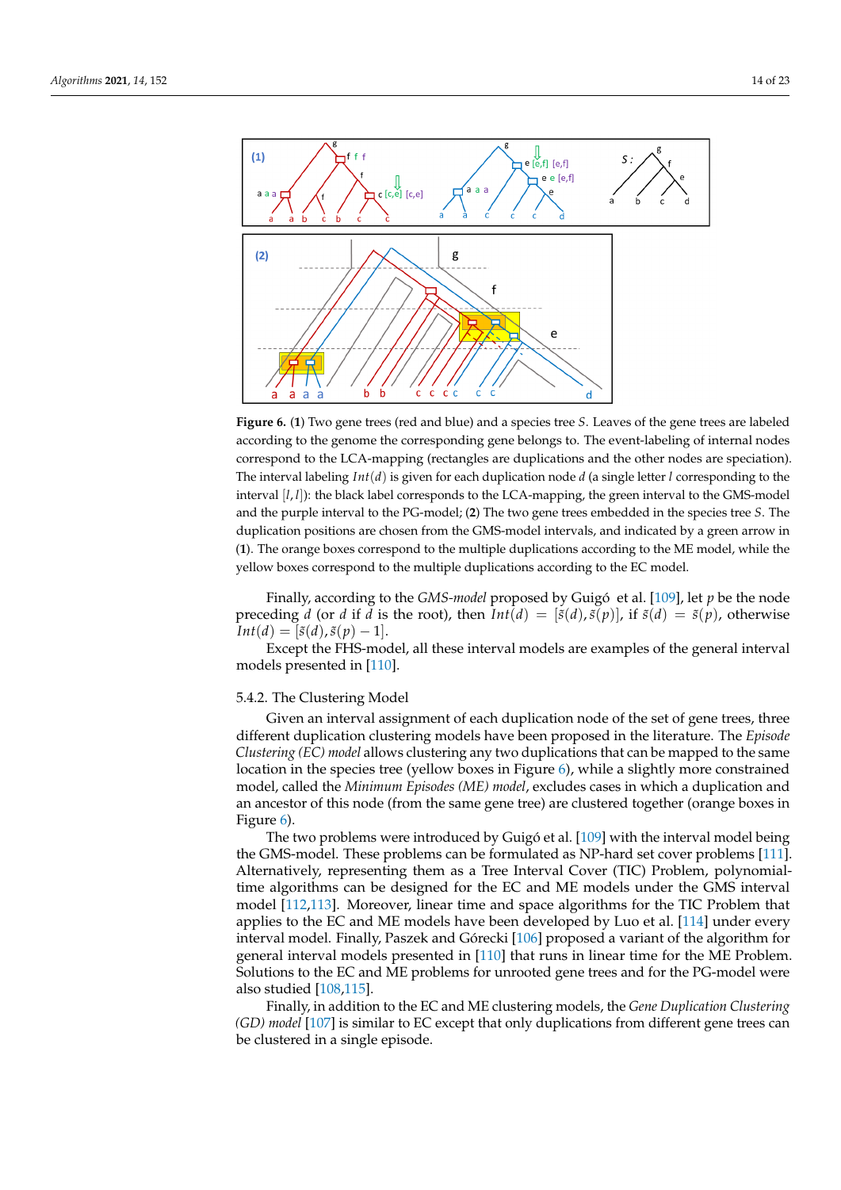**Figure 6.** (**1**) Two gene trees (red and blue) and a species tree $S$. Leaves of the gene trees are labeled according to the genome the corresponding gene belongs to. The event-labeling of internal nodes correspond to the LCA-mapping (rectangles are duplications and the other nodes are speciation). The interval labeling $Int(d)$ is given for each duplication node $d$ (a single letter $l$ corresponding to the interval $[l, l]$): the black label corresponds to the LCA-mapping, the green interval to the GMS-model and the purple interval to the PG-model; (**2**) The two gene trees embedded in the species tree $S$. The duplication positions are chosen from the GMS-model intervals, and indicated by a green arrow in (**1**). The orange boxes correspond to the multiple duplications according to the ME model, while the yellow boxes correspond to the multiple duplications according to the EC model.

Finally, according to the *GMS-model* proposed by Guigó et al. [109], let $p$ be the node preceding $d$ (or $d$ if $d$ is the root), then $Int(d) = [\bar{s}(d), \bar{s}(p)]$, if $\bar{s}(d) = \bar{s}(p)$, otherwise $Int(d) = [\bar{s}(d), \bar{s}(p) - 1]$.

Except the FHS-model, all these interval models are examples of the general interval models presented in [110].

#### 5.4.2. The Clustering Model

Given an interval assignment of each duplication node of the set of gene trees, three different duplication clustering models have been proposed in the literature. The *Episode Clustering (EC) model* allows clustering any two duplications that can be mapped to the same location in the species tree (yellow boxes in Figure 6), while a slightly more constrained model, called the *Minimum Episodes (ME) model*, excludes cases in which a duplication and an ancestor of this node (from the same gene tree) are clustered together (orange boxes in Figure 6).

The two problems were introduced by Guigó et al. [109] with the interval model being the GMS-model. These problems can be formulated as NP-hard set cover problems [111]. Alternatively, representing them as a Tree Interval Cover (TIC) Problem, polynomial-time algorithms can be designed for the EC and ME models under the GMS interval model [112,113]. Moreover, linear time and space algorithms for the TIC Problem that applies to the EC and ME models have been developed by Luo et al. [114] under every interval model. Finally, Paszek and Górecki [106] proposed a variant of the algorithm for general interval models presented in [110] that runs in linear time for the ME Problem. Solutions to the EC and ME problems for unrooted gene trees and for the PG-model were also studied [108,115].

Finally, in addition to the EC and ME clustering models, the *Gene Duplication Clustering (GD) model* [107] is similar to EC except that only duplications from different gene trees can be clustered in a single episode.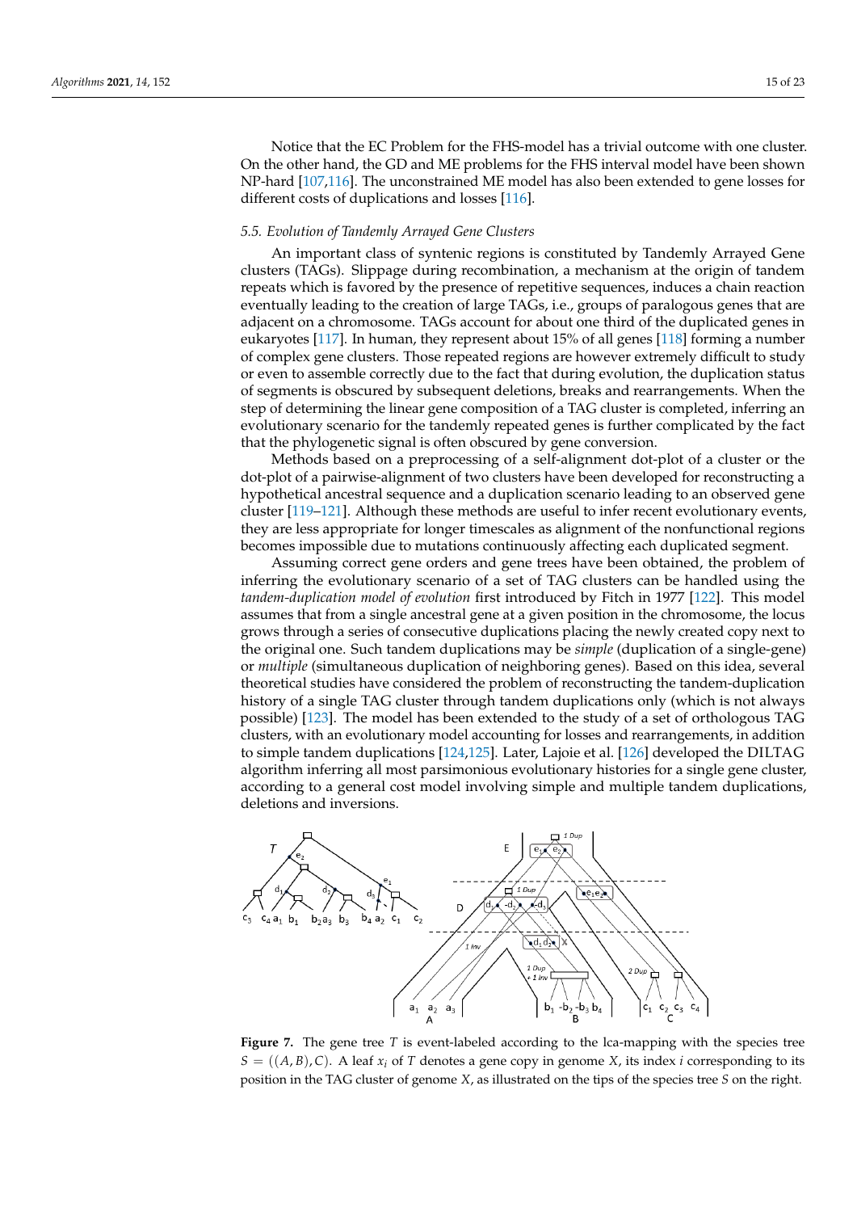Notice that the EC Problem for the FHS-model has a trivial outcome with one cluster. On the other hand, the GD and ME problems for the FHS interval model have been shown NP-hard [107,116]. The unconstrained ME model has also been extended to gene losses for different costs of duplications and losses [116].

### 5.5. Evolution of Tandemly Arrayed Gene Clusters

An important class of syntenic regions is constituted by Tandemly Arrayed Gene clusters (TAGs). Slippage during recombination, a mechanism at the origin of tandem repeats which is favored by the presence of repetitive sequences, induces a chain reaction eventually leading to the creation of large TAGs, i.e., groups of paralogous genes that are adjacent on a chromosome. TAGs account for about one third of the duplicated genes in eukaryotes [117]. In human, they represent about 15% of all genes [118] forming a number of complex gene clusters. Those repeated regions are however extremely difficult to study or even to assemble correctly due to the fact that during evolution, the duplication status of segments is obscured by subsequent deletions, breaks and rearrangements. When the step of determining the linear gene composition of a TAG cluster is completed, inferring an evolutionary scenario for the tandemly repeated genes is further complicated by the fact that the phylogenetic signal is often obscured by gene conversion.

Methods based on a preprocessing of a self-alignment dot-plot of a cluster or the dot-plot of a pairwise-alignment of two clusters have been developed for reconstructing a hypothetical ancestral sequence and a duplication scenario leading to an observed gene cluster [119–121]. Although these methods are useful to infer recent evolutionary events, they are less appropriate for longer timescales as alignment of the nonfunctional regions becomes impossible due to mutations continuously affecting each duplicated segment.

Assuming correct gene orders and gene trees have been obtained, the problem of inferring the evolutionary scenario of a set of TAG clusters can be handled using the *tandem-duplication model of evolution* first introduced by Fitch in 1977 [122]. This model assumes that from a single ancestral gene at a given position in the chromosome, the locus grows through a series of consecutive duplications placing the newly created copy next to the original one. Such tandem duplications may be *simple* (duplication of a single-gene) or *multiple* (simultaneous duplication of neighboring genes). Based on this idea, several theoretical studies have considered the problem of reconstructing the tandem-duplication history of a single TAG cluster through tandem duplications only (which is not always possible) [123]. The model has been extended to the study of a set of orthologous TAG clusters, with an evolutionary model accounting for losses and rearrangements, in addition to simple tandem duplications [124,125]. Later, Lajoie et al. [126] developed the DILTAG algorithm inferring all most parsimonious evolutionary histories for a single gene cluster, according to a general cost model involving simple and multiple tandem duplications, deletions and inversions.

**Figure 7.** The gene tree $T$ is event-labeled according to the lca-mapping with the species tree $S = ((A, B), C)$. A leaf $x_i$ of $T$ denotes a gene copy in genome $X$, its index $i$ corresponding to its position in the TAG cluster of genome $X$, as illustrated on the tips of the species tree $S$ on the right.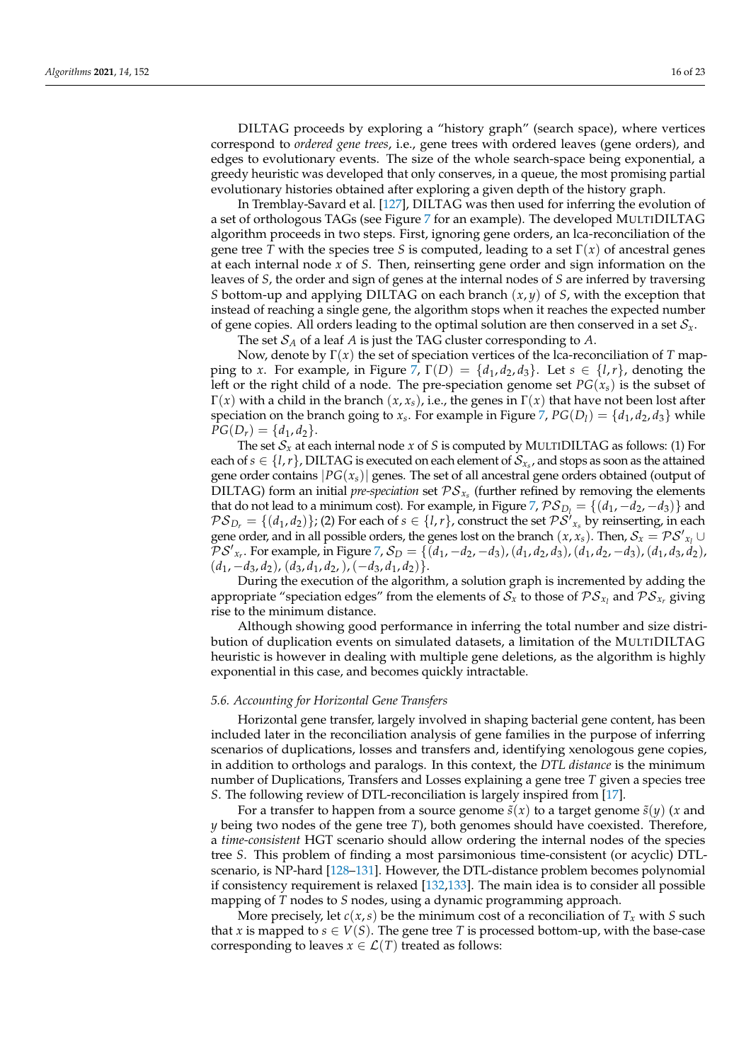DILTAG proceeds by exploring a "history graph" (search space), where vertices correspond to *ordered gene trees*, i.e., gene trees with ordered leaves (gene orders), and edges to evolutionary events. The size of the whole search-space being exponential, a greedy heuristic was developed that only conserves, in a queue, the most promising partial evolutionary histories obtained after exploring a given depth of the history graph.

In Tremblay-Savard et al. [127], DILTAG was then used for inferring the evolution of a set of orthologous TAGs (see Figure 7 for an example). The developed MULTIDILTAG algorithm proceeds in two steps. First, ignoring gene orders, an lca-reconciliation of the gene tree $T$ with the species tree $S$ is computed, leading to a set $\Gamma(x)$ of ancestral genes at each internal node $x$ of $S$. Then, reinserting gene order and sign information on the leaves of $S$, the order and sign of genes at the internal nodes of $S$ are inferred by traversing $S$ bottom-up and applying DILTAG on each branch $(x, y)$ of $S$, with the exception that instead of reaching a single gene, the algorithm stops when it reaches the expected number of gene copies. All orders leading to the optimal solution are then conserved in a set $\mathcal{S}_x$.

The set $\mathcal{S}_A$ of a leaf $A$ is just the TAG cluster corresponding to $A$.

Now, denote by $\Gamma(x)$ the set of speciation vertices of the lca-reconciliation of $T$ mapping to $x$. For example, in Figure 7, $\Gamma(D) = \{d_1, d_2, d_3\}$. Let $s \in \{l, r\}$, denoting the left or the right child of a node. The pre-speciation genome set $PG(x_s)$ is the subset of $\Gamma(x)$ with a child in the branch $(x, x_s)$, i.e., the genes in $\Gamma(x)$ that have not been lost after speciation on the branch going to $x_s$. For example in Figure 7, $PG(D_l) = \{d_1, d_2, d_3\}$ while $PG(D_r) = \{d_1, d_2\}$.

The set $\mathcal{S}_x$ at each internal node $x$ of $S$ is computed by MULTIDILTAG as follows: (1) For each of $s \in \{l, r\}$, DILTAG is executed on each element of $\mathcal{S}_{x_s}$, and stops as soon as the attained gene order contains $|PG(x_s)|$ genes. The set of all ancestral gene orders obtained (output of DILTAG) form an initial *pre-speciation* set $\mathcal{PS}_{x_s}$ (further refined by removing the elements that do not lead to a minimum cost). For example, in Figure 7, $\mathcal{PS}_{D_l} = \{(d_1, -d_2, -d_3)\}$ and $\mathcal{PS}_{D_r} = \{(d_1, d_2)\}$; (2) For each of $s \in \{l, r\}$, construct the set $\mathcal{PS}'_{x_s}$ by reinserting, in each gene order, and in all possible orders, the genes lost on the branch $(x, x_s)$. Then, $\mathcal{S}_x = \mathcal{PS}'_{x_l} \cup \mathcal{PS}'_{x_r}$. For example, in Figure 7, $\mathcal{S}_D = \{(d_1, -d_2, -d_3), (d_1, d_2, d_3), (d_1, d_2, -d_3), (d_1, d_3, d_2), (d_1, -d_3, d_2), (d_3, d_1, d_2,), (-d_3, d_1, d_2)\}$.

During the execution of the algorithm, a solution graph is incremented by adding the appropriate "speciation edges" from the elements of $\mathcal{S}_x$ to those of $\mathcal{PS}_{x_l}$ and $\mathcal{PS}_{x_r}$ giving rise to the minimum distance.

Although showing good performance in inferring the total number and size distribution of duplication events on simulated datasets, a limitation of the MULTIDILTAG heuristic is however in dealing with multiple gene deletions, as the algorithm is highly exponential in this case, and becomes quickly intractable.

### *5.6. Accounting for Horizontal Gene Transfers*

Horizontal gene transfer, largely involved in shaping bacterial gene content, has been included later in the reconciliation analysis of gene families in the purpose of inferring scenarios of duplications, losses and transfers and, identifying xenologous gene copies, in addition to orthologs and paralogs. In this context, the *DTL distance* is the minimum number of Duplications, Transfers and Losses explaining a gene tree $T$ given a species tree $S$. The following review of DTL-reconciliation is largely inspired from [17].

For a transfer to happen from a source genome $\tilde{s}(x)$ to a target genome $\tilde{s}(y)$ ($x$ and $y$ being two nodes of the gene tree $T$), both genomes should have coexisted. Therefore, a *time-consistent* HGT scenario should allow ordering the internal nodes of the species tree $S$. This problem of finding a most parsimonious time-consistent (or acyclic) DTL-scenario, is NP-hard [128–131]. However, the DTL-distance problem becomes polynomial if consistency requirement is relaxed [132,133]. The main idea is to consider all possible mapping of $T$ nodes to $S$ nodes, using a dynamic programming approach.

More precisely, let $c(x, s)$ be the minimum cost of a reconciliation of $T_x$ with $S$ such that $x$ is mapped to $s \in V(S)$. The gene tree $T$ is processed bottom-up, with the base-case corresponding to leaves $x \in \mathcal{L}(T)$ treated as follows: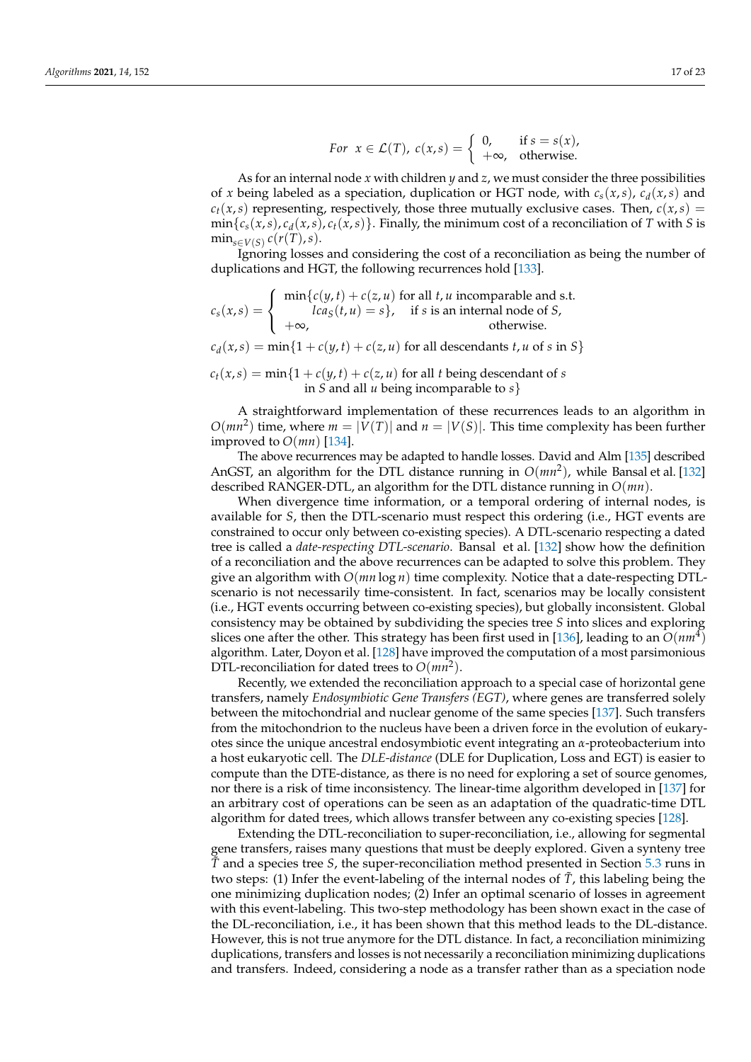$$For \;\; x \in \mathcal{L}(T),\; c(x,s) = \begin{cases} 0, & \text{if } s = s(x), \\ +\infty, & \text{otherwise.} \end{cases}$$

As for an internal node $x$ with children $y$ and $z$, we must consider the three possibilities of $x$ being labeled as a speciation, duplication or HGT node, with $c_s(x,s)$, $c_d(x,s)$ and $c_t(x,s)$ representing, respectively, those three mutually exclusive cases. Then, $c(x,s) = \min\{c_s(x,s), c_d(x,s), c_t(x,s)\}$. Finally, the minimum cost of a reconciliation of $T$ with $S$ is $\min_{s \in V(S)} c(r(T), s)$.

Ignoring losses and considering the cost of a reconciliation as being the number of duplications and HGT, the following recurrences hold [133].

$$c_s(x,s) = \begin{cases} \min\{c(y,t) + c(z,u) \text{ for all } t, u \text{ incomparable and s.t.} \\ \quad lca_S(t,u) = s\}, \quad \text{if } s \text{ is an internal node of } S, \\ +\infty, \quad \text{otherwise.} \end{cases}$$

$$c_d(x,s) = \min\{1 + c(y,t) + c(z,u) \text{ for all descendants } t, u \text{ of } s \text{ in } S\}$$

$$c_t(x,s) = \min\{1 + c(y,t) + c(z,u) \text{ for all } t \text{ being descendant of } s \text{ in } S \text{ and all } u \text{ being incomparable to } s\}$$

A straightforward implementation of these recurrences leads to an algorithm in $O(mn^2)$ time, where $m = |V(T)|$ and $n = |V(S)|$. This time complexity has been further improved to $O(mn)$ [134].

The above recurrences may be adapted to handle losses. David and Alm [135] described AnGST, an algorithm for the DTL distance running in $O(mn^2)$, while Bansal et al. [132] described RANGER-DTL, an algorithm for the DTL distance running in $O(mn)$.

When divergence time information, or a temporal ordering of internal nodes, is available for $S$, then the DTL-scenario must respect this ordering (i.e., HGT events are constrained to occur only between co-existing species). A DTL-scenario respecting a dated tree is called a *date-respecting DTL-scenario*. Bansal et al. [132] show how the definition of a reconciliation and the above recurrences can be adapted to solve this problem. They give an algorithm with $O(mn \log n)$ time complexity. Notice that a date-respecting DTL-scenario is not necessarily time-consistent. In fact, scenarios may be locally consistent (i.e., HGT events occurring between co-existing species), but globally inconsistent. Global consistency may be obtained by subdividing the species tree $S$ into slices and exploring slices one after the other. This strategy has been first used in [136], leading to an $O(nm^4)$ algorithm. Later, Doyon et al. [128] have improved the computation of a most parsimonious DTL-reconciliation for dated trees to $O(mn^2)$.

Recently, we extended the reconciliation approach to a special case of horizontal gene transfers, namely *Endosymbiotic Gene Transfers (EGT)*, where genes are transferred solely between the mitochondrial and nuclear genome of the same species [137]. Such transfers from the mitochondrion to the nucleus have been a driven force in the evolution of eukaryotes since the unique ancestral endosymbiotic event integrating an $\alpha$-proteobacterium into a host eukaryotic cell. The *DLE-distance* (DLE for Duplication, Loss and EGT) is easier to compute than the DTE-distance, as there is no need for exploring a set of source genomes, nor there is a risk of time inconsistency. The linear-time algorithm developed in [137] for an arbitrary cost of operations can be seen as an adaptation of the quadratic-time DTL algorithm for dated trees, which allows transfer between any co-existing species [128].

Extending the DTL-reconciliation to super-reconciliation, i.e., allowing for segmental gene transfers, raises many questions that must be deeply explored. Given a synteny tree $\tilde{T}$ and a species tree $S$, the super-reconciliation method presented in Section 5.3 runs in two steps: (1) Infer the event-labeling of the internal nodes of $\tilde{T}$, this labeling being the one minimizing duplication nodes; (2) Infer an optimal scenario of losses in agreement with this event-labeling. This two-step methodology has been shown exact in the case of the DL-reconciliation, i.e., it has been shown that this method leads to the DL-distance. However, this is not true anymore for the DTL distance. In fact, a reconciliation minimizing duplications, transfers and losses is not necessarily a reconciliation minimizing duplications and transfers. Indeed, considering a node as a transfer rather than as a speciation node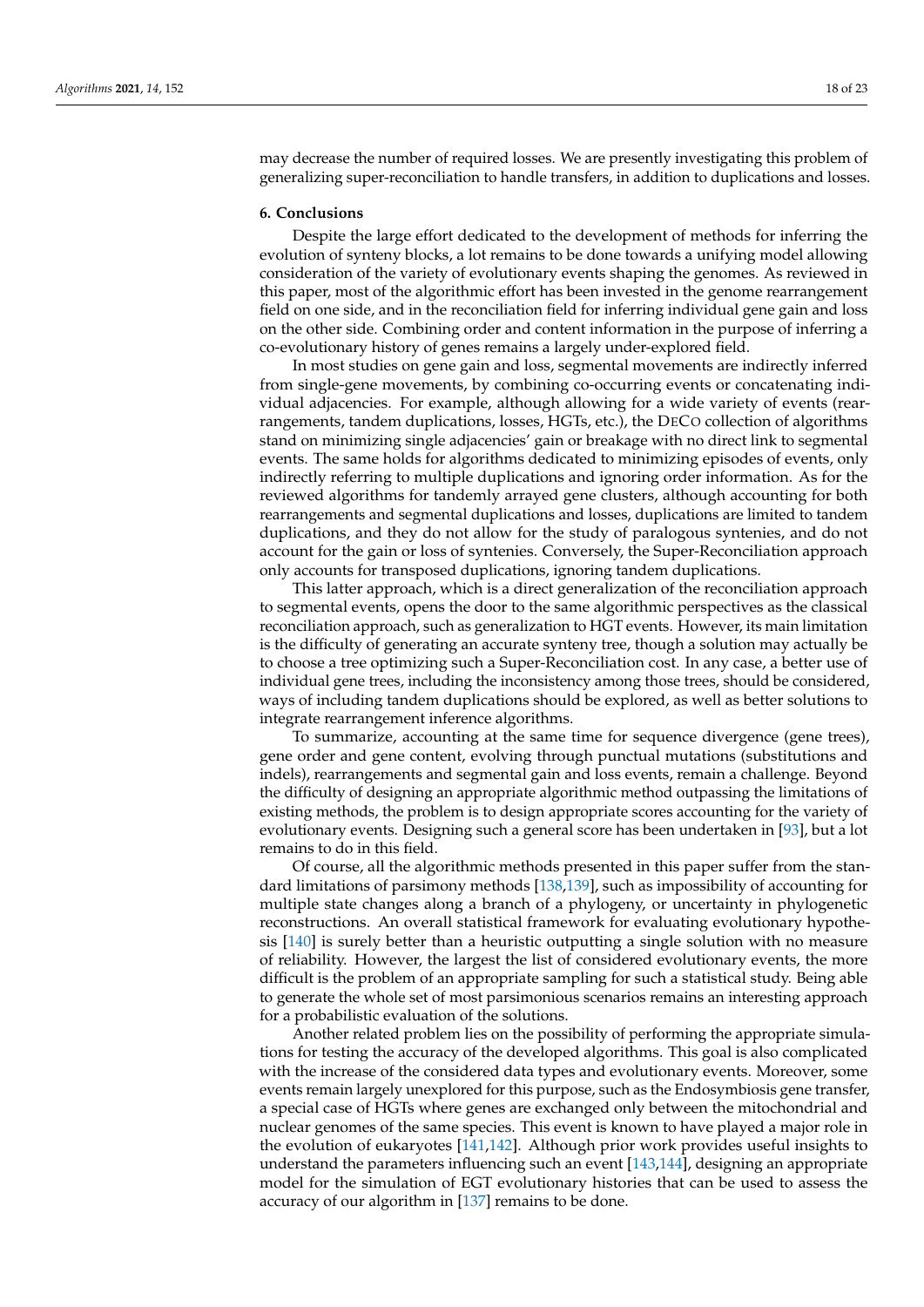may decrease the number of required losses. We are presently investigating this problem of generalizing super-reconciliation to handle transfers, in addition to duplications and losses.

## 6. Conclusions

Despite the large effort dedicated to the development of methods for inferring the evolution of synteny blocks, a lot remains to be done towards a unifying model allowing consideration of the variety of evolutionary events shaping the genomes. As reviewed in this paper, most of the algorithmic effort has been invested in the genome rearrangement field on one side, and in the reconciliation field for inferring individual gene gain and loss on the other side. Combining order and content information in the purpose of inferring a co-evolutionary history of genes remains a largely under-explored field.

In most studies on gene gain and loss, segmental movements are indirectly inferred from single-gene movements, by combining co-occurring events or concatenating individual adjacencies. For example, although allowing for a wide variety of events (rearrangements, tandem duplications, losses, HGTs, etc.), the DeCo collection of algorithms stand on minimizing single adjacencies' gain or breakage with no direct link to segmental events. The same holds for algorithms dedicated to minimizing episodes of events, only indirectly referring to multiple duplications and ignoring order information. As for the reviewed algorithms for tandemly arrayed gene clusters, although accounting for both rearrangements and segmental duplications and losses, duplications are limited to tandem duplications, and they do not allow for the study of paralogous syntenies, and do not account for the gain or loss of syntenies. Conversely, the Super-Reconciliation approach only accounts for transposed duplications, ignoring tandem duplications.

This latter approach, which is a direct generalization of the reconciliation approach to segmental events, opens the door to the same algorithmic perspectives as the classical reconciliation approach, such as generalization to HGT events. However, its main limitation is the difficulty of generating an accurate synteny tree, though a solution may actually be to choose a tree optimizing such a Super-Reconciliation cost. In any case, a better use of individual gene trees, including the inconsistency among those trees, should be considered, ways of including tandem duplications should be explored, as well as better solutions to integrate rearrangement inference algorithms.

To summarize, accounting at the same time for sequence divergence (gene trees), gene order and gene content, evolving through punctual mutations (substitutions and indels), rearrangements and segmental gain and loss events, remain a challenge. Beyond the difficulty of designing an appropriate algorithmic method outpassing the limitations of existing methods, the problem is to design appropriate scores accounting for the variety of evolutionary events. Designing such a general score has been undertaken in [93], but a lot remains to do in this field.

Of course, all the algorithmic methods presented in this paper suffer from the standard limitations of parsimony methods [138,139], such as impossibility of accounting for multiple state changes along a branch of a phylogeny, or uncertainty in phylogenetic reconstructions. An overall statistical framework for evaluating evolutionary hypothesis [140] is surely better than a heuristic outputting a single solution with no measure of reliability. However, the largest the list of considered evolutionary events, the more difficult is the problem of an appropriate sampling for such a statistical study. Being able to generate the whole set of most parsimonious scenarios remains an interesting approach for a probabilistic evaluation of the solutions.

Another related problem lies on the possibility of performing the appropriate simulations for testing the accuracy of the developed algorithms. This goal is also complicated with the increase of the considered data types and evolutionary events. Moreover, some events remain largely unexplored for this purpose, such as the Endosymbiosis gene transfer, a special case of HGTs where genes are exchanged only between the mitochondrial and nuclear genomes of the same species. This event is known to have played a major role in the evolution of eukaryotes [141,142]. Although prior work provides useful insights to understand the parameters influencing such an event [143,144], designing an appropriate model for the simulation of EGT evolutionary histories that can be used to assess the accuracy of our algorithm in [137] remains to be done.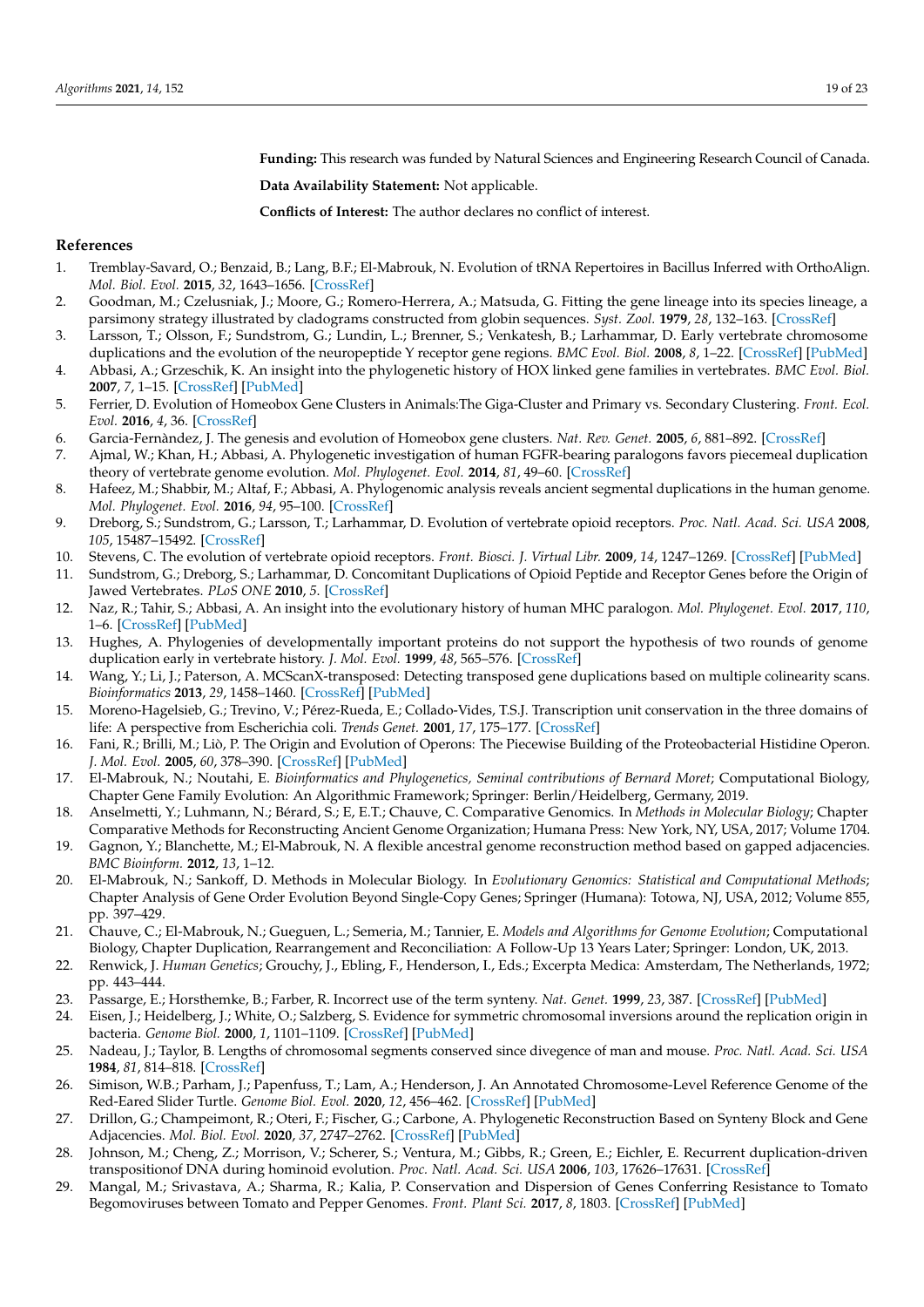**Funding:** This research was funded by Natural Sciences and Engineering Research Council of Canada.

**Data Availability Statement:** Not applicable.

**Conflicts of Interest:** The author declares no conflict of interest.

## References

1. Tremblay-Savard, O.; Benzaid, B.; Lang, B.F.; El-Mabrouk, N. Evolution of tRNA Repertoires in Bacillus Inferred with OrthoAlign. *Mol. Biol. Evol.* **2015**, *32*, 1643–1656. [CrossRef]
2. Goodman, M.; Czelusniak, J.; Moore, G.; Romero-Herrera, A.; Matsuda, G. Fitting the gene lineage into its species lineage, a parsimony strategy illustrated by cladograms constructed from globin sequences. *Syst. Zool.* **1979**, *28*, 132–163. [CrossRef]
3. Larsson, T.; Olsson, F.; Sundstrom, G.; Lundin, L.; Brenner, S.; Venkatesh, B.; Larhammar, D. Early vertebrate chromosome duplications and the evolution of the neuropeptide Y receptor gene regions. *BMC Evol. Biol.* **2008**, *8*, 1–22. [CrossRef] [PubMed]
4. Abbasi, A.; Grzeschik, K. An insight into the phylogenetic history of HOX linked gene families in vertebrates. *BMC Evol. Biol.* **2007**, *7*, 1–15. [CrossRef] [PubMed]
5. Ferrier, D. Evolution of Homeobox Gene Clusters in Animals:The Giga-Cluster and Primary vs. Secondary Clustering. *Front. Ecol. Evol.* **2016**, *4*, 36. [CrossRef]
6. Garcia-Fernàndez, J. The genesis and evolution of Homeobox gene clusters. *Nat. Rev. Genet.* **2005**, *6*, 881–892. [CrossRef]
7. Ajmal, W.; Khan, H.; Abbasi, A. Phylogenetic investigation of human FGFR-bearing paralogons favors piecemeal duplication theory of vertebrate genome evolution. *Mol. Phylogenet. Evol.* **2014**, *81*, 49–60. [CrossRef]
8. Hafeez, M.; Shabbir, M.; Altaf, F.; Abbasi, A. Phylogenomic analysis reveals ancient segmental duplications in the human genome. *Mol. Phylogenet. Evol.* **2016**, *94*, 95–100. [CrossRef]
9. Dreborg, S.; Sundstrom, G.; Larsson, T.; Larhammar, D. Evolution of vertebrate opioid receptors. *Proc. Natl. Acad. Sci. USA* **2008**, *105*, 15487–15492. [CrossRef]
10. Stevens, C. The evolution of vertebrate opioid receptors. *Front. Biosci. J. Virtual Libr.* **2009**, *14*, 1247–1269. [CrossRef] [PubMed]
11. Sundstrom, G.; Dreborg, S.; Larhammar, D. Concomitant Duplications of Opioid Peptide and Receptor Genes before the Origin of Jawed Vertebrates. *PLoS ONE* **2010**, *5*. [CrossRef]
12. Naz, R.; Tahir, S.; Abbasi, A. An insight into the evolutionary history of human MHC paralogon. *Mol. Phylogenet. Evol.* **2017**, *110*, 1–6. [CrossRef] [PubMed]
13. Hughes, A. Phylogenies of developmentally important proteins do not support the hypothesis of two rounds of genome duplication early in vertebrate history. *J. Mol. Evol.* **1999**, *48*, 565–576. [CrossRef]
14. Wang, Y.; Li, J.; Paterson, A. MCScanX-transposed: Detecting transposed gene duplications based on multiple colinearity scans. *Bioinformatics* **2013**, *29*, 1458–1460. [CrossRef] [PubMed]
15. Moreno-Hagelsieb, G.; Trevino, V.; Pérez-Rueda, E.; Collado-Vides, T.S.J. Transcription unit conservation in the three domains of life: A perspective from Escherichia coli. *Trends Genet.* **2001**, *17*, 175–177. [CrossRef]
16. Fani, R.; Brilli, M.; Liò, P. The Origin and Evolution of Operons: The Piecewise Building of the Proteobacterial Histidine Operon. *J. Mol. Evol.* **2005**, *60*, 378–390. [CrossRef] [PubMed]
17. El-Mabrouk, N.; Noutahi, E. *Bioinformatics and Phylogenetics, Seminal contributions of Bernard Moret*; Computational Biology, Chapter Gene Family Evolution: An Algorithmic Framework; Springer: Berlin/Heidelberg, Germany, 2019.
18. Anselmetti, Y.; Luhmann, N.; Bérard, S.; E, E.T.; Chauve, C. Comparative Genomics. In *Methods in Molecular Biology*; Chapter Comparative Methods for Reconstructing Ancient Genome Organization; Humana Press: New York, NY, USA, 2017; Volume 1704.
19. Gagnon, Y.; Blanchette, M.; El-Mabrouk, N. A flexible ancestral genome reconstruction method based on gapped adjacencies. *BMC Bioinform.* **2012**, *13*, 1–12.
20. El-Mabrouk, N.; Sankoff, D. Methods in Molecular Biology. In *Evolutionary Genomics: Statistical and Computational Methods*; Chapter Analysis of Gene Order Evolution Beyond Single-Copy Genes; Springer (Humana): Totowa, NJ, USA, 2012; Volume 855, pp. 397–429.
21. Chauve, C.; El-Mabrouk, N.; Gueguen, L.; Semeria, M.; Tannier, E. *Models and Algorithms for Genome Evolution*; Computational Biology, Chapter Duplication, Rearrangement and Reconciliation: A Follow-Up 13 Years Later; Springer: London, UK, 2013.
22. Renwick, J. *Human Genetics*; Grouchy, J., Ebling, F., Henderson, I., Eds.; Excerpta Medica: Amsterdam, The Netherlands, 1972; pp. 443–444.
23. Passarge, E.; Horsthemke, B.; Farber, R. Incorrect use of the term synteny. *Nat. Genet.* **1999**, *23*, 387. [CrossRef] [PubMed]
24. Eisen, J.; Heidelberg, J.; White, O.; Salzberg, S. Evidence for symmetric chromosomal inversions around the replication origin in bacteria. *Genome Biol.* **2000**, *1*, 1101–1109. [CrossRef] [PubMed]
25. Nadeau, J.; Taylor, B. Lengths of chromosomal segments conserved since divegence of man and mouse. *Proc. Natl. Acad. Sci. USA* **1984**, *81*, 814–818. [CrossRef]
26. Simison, W.B.; Parham, J.; Papenfuss, T.; Lam, A.; Henderson, J. An Annotated Chromosome-Level Reference Genome of the Red-Eared Slider Turtle. *Genome Biol. Evol.* **2020**, *12*, 456–462. [CrossRef] [PubMed]
27. Drillon, G.; Champeimont, R.; Oteri, F.; Fischer, G.; Carbone, A. Phylogenetic Reconstruction Based on Synteny Block and Gene Adjacencies. *Mol. Biol. Evol.* **2020**, *37*, 2747–2762. [CrossRef] [PubMed]
28. Johnson, M.; Cheng, Z.; Morrison, V.; Scherer, S.; Ventura, M.; Gibbs, R.; Green, E.; Eichler, E. Recurrent duplication-driven transpositionof DNA during hominoid evolution. *Proc. Natl. Acad. Sci. USA* **2006**, *103*, 17626–17631. [CrossRef]
29. Mangal, M.; Srivastava, A.; Sharma, R.; Kalia, P. Conservation and Dispersion of Genes Conferring Resistance to Tomato Begomoviruses between Tomato and Pepper Genomes. *Front. Plant Sci.* **2017**, *8*, 1803. [CrossRef] [PubMed]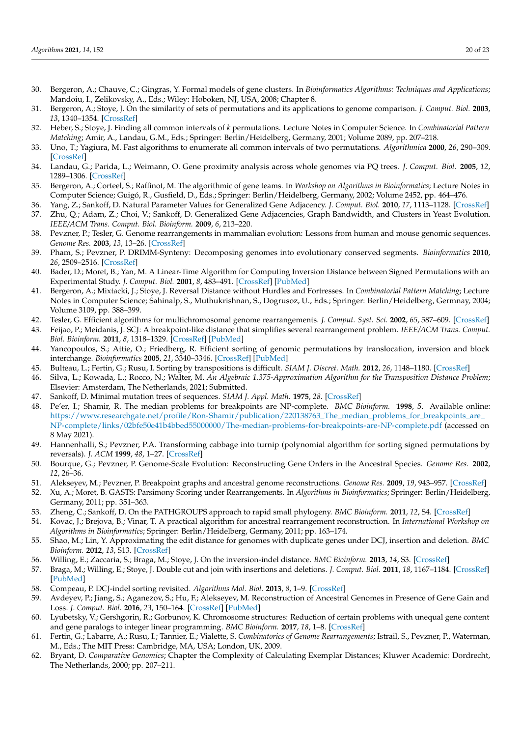30. Bergeron, A.; Chauve, C.; Gingras, Y. Formal models of gene clusters. In *Bioinformatics Algorithms: Techniques and Applications*; Mandoiu, I., Zelikovsky, A., Eds.; Wiley: Hoboken, NJ, USA, 2008; Chapter 8.
31. Bergeron, A.; Stoye, J. On the similarity of sets of permutations and its applications to genome comparison. *J. Comput. Biol.* **2003**, *13*, 1340–1354. [CrossRef]
32. Heber, S.; Stoye, J. Finding all common intervals of *k* permutations. Lecture Notes in Computer Science. In *Combinatorial Pattern Matching*; Amir, A., Landau, G.M., Eds.; Springer: Berlin/Heidelberg, Germany, 2001; Volume 2089, pp. 207–218.
33. Uno, T.; Yagiura, M. Fast algorithms to enumerate all common intervals of two permutations. *Algorithmica* **2000**, *26*, 290–309. [CrossRef]
34. Landau, G.; Parida, L.; Weimann, O. Gene proximity analysis across whole genomes via PQ trees. *J. Comput. Biol.* **2005**, *12*, 1289–1306. [CrossRef]
35. Bergeron, A.; Corteel, S.; Raffinot, M. The algorithmic of gene teams. In *Workshop on Algorithms in Bioinformatics*; Lecture Notes in Computer Science; Guigó, R., Gusfield, D., Eds.; Springer: Berlin/Heidelberg, Germany, 2002; Volume 2452, pp. 464–476.
36. Yang, Z.; Sankoff, D. Natural Parameter Values for Generalized Gene Adjacency. *J. Comput. Biol.* **2010**, *17*, 1113–1128. [CrossRef]
37. Zhu, Q.; Adam, Z.; Choi, V.; Sankoff, D. Generalized Gene Adjacencies, Graph Bandwidth, and Clusters in Yeast Evolution. *IEEE/ACM Trans. Comput. Biol. Bioinform.* **2009**, *6*, 213–220.
38. Pevzner, P.; Tesler, G. Genome rearrangements in mammalian evolution: Lessons from human and mouse genomic sequences. *Genome Res.* **2003**, *13*, 13–26. [CrossRef]
39. Pham, S.; Pevzner, P. DRIMM-Synteny: Decomposing genomes into evolutionary conserved segments. *Bioinformatics* **2010**, *26*, 2509–2516. [CrossRef]
40. Bader, D.; Moret, B.; Yan, M. A Linear-Time Algorithm for Computing Inversion Distance between Signed Permutations with an Experimental Study. *J. Comput. Biol.* **2001**, *8*, 483–491. [CrossRef] [PubMed]
41. Bergeron, A.; Mixtacki, J.; Stoye, J. Reversal Distance without Hurdles and Fortresses. In *Combinatorial Pattern Matching*; Lecture Notes in Computer Science; Sahinalp, S., Muthukrishnan, S., Dogrusoz, U., Eds.; Springer: Berlin/Heidelberg, Germnay, 2004; Volume 3109, pp. 388–399.
42. Tesler, G. Efficient algorithms for multichromosomal genome rearrangements. *J. Comput. Syst. Sci.* **2002**, *65*, 587–609. [CrossRef]
43. Feijao, P.; Meidanis, J. SCJ: A breakpoint-like distance that simplifies several rearrangement problem. *IEEE/ACM Trans. Comput. Biol. Bioinform.* **2011**, *8*, 1318–1329. [CrossRef] [PubMed]
44. Yancopoulos, S.; Attie, O.; Friedberg, R. Efficient sorting of genomic permutations by translocation, inversion and block interchange. *Bioinformatics* **2005**, *21*, 3340–3346. [CrossRef] [PubMed]
45. Bulteau, L.; Fertin, G.; Rusu, I. Sorting by transpositions is difficult. *SIAM J. Discret. Math.* **2012**, *26*, 1148–1180. [CrossRef]
46. Silva, L.; Kowada, L.; Rocco, N.; Walter, M. *An Algebraic 1.375-Approximation Algorithm for the Transposition Distance Problem*; Elsevier: Amsterdam, The Netherlands, 2021; Submitted.
47. Sankoff, D. Minimal mutation trees of sequences. *SIAM J. Appl. Math.* **1975**, *28*. [CrossRef]
48. Pe'er, I.; Shamir, R. The median problems for breakpoints are NP-complete. *BMC Bioinform.* **1998**, *5*. Available online: https://www.researchgate.net/profile/Ron-Shamir/publication/220138763_The_median_problems_for_breakpoints_are_NP-complete/links/02bfe50e41b4bbed55000000/The-median-problems-for-breakpoints-are-NP-complete.pdf (accessed on 8 May 2021).
49. Hannenhalli, S.; Pevzner, P.A. Transforming cabbage into turnip (polynomial algorithm for sorting signed permutations by reversals). *J. ACM* **1999**, *48*, 1–27. [CrossRef]
50. Bourque, G.; Pevzner, P. Genome-Scale Evolution: Reconstructing Gene Orders in the Ancestral Species. *Genome Res.* **2002**, *12*, 26–36.
51. Alekseyev, M.; Pevzner, P. Breakpoint graphs and ancestral genome reconstructions. *Genome Res.* **2009**, *19*, 943–957. [CrossRef]
52. Xu, A.; Moret, B. GASTS: Parsimony Scoring under Rearrangements. In *Algorithms in Bioinformatics*; Springer: Berlin/Heidelberg, Germany, 2011; pp. 351–363.
53. Zheng, C.; Sankoff, D. On the PATHGROUPS approach to rapid small phylogeny. *BMC Bioinform.* **2011**, *12*, S4. [CrossRef]
54. Kovac, J.; Brejova, B.; Vinar, T. A practical algorithm for ancestral rearrangement reconstruction. In *International Workshop on Algorithms in Bioinformatics*; Springer: Berlin/Heidelberg, Germany, 2011; pp. 163–174.
55. Shao, M.; Lin, Y. Approximating the edit distance for genomes with duplicate genes under DCJ, insertion and deletion. *BMC Bioinform.* **2012**, *13*, S13. [CrossRef]
56. Willing, E.; Zaccaria, S.; Braga, M.; Stoye, J. On the inversion-indel distance. *BMC Bioinform.* **2013**, *14*, S3. [CrossRef]
57. Braga, M.; Willing, E.; Stoye, J. Double cut and join with insertions and deletions. *J. Comput. Biol.* **2011**, *18*, 1167–1184. [CrossRef] [PubMed]
58. Compeau, P. DCJ-indel sorting revisited. *Algorithms Mol. Biol.* **2013**, *8*, 1–9. [CrossRef]
59. Avdeyev, P.; Jiang, S.; Aganezov, S.; Hu, F.; Alekseyev, M. Reconstruction of Ancestral Genomes in Presence of Gene Gain and Loss. *J. Comput. Biol.* **2016**, *23*, 150–164. [CrossRef] [PubMed]
60. Lyubetsky, V.; Gershgorin, R.; Gorbunov, K. Chromosome structures: Reduction of certain problems with unequal gene content and gene paralogs to integer linear programming. *BMC Bioinform.* **2017**, *18*, 1–8. [CrossRef]
61. Fertin, G.; Labarre, A.; Rusu, I.; Tannier, E.; Vialette, S. *Combinatorics of Genome Rearrangements*; Istrail, S., Pevzner, P., Waterman, M., Eds.; The MIT Press: Cambridge, MA, USA; London, UK, 2009.
62. Bryant, D. *Comparative Genomics*; Chapter the Complexity of Calculating Exemplar Distances; Kluwer Academic: Dordrecht, The Netherlands, 2000; pp. 207–211.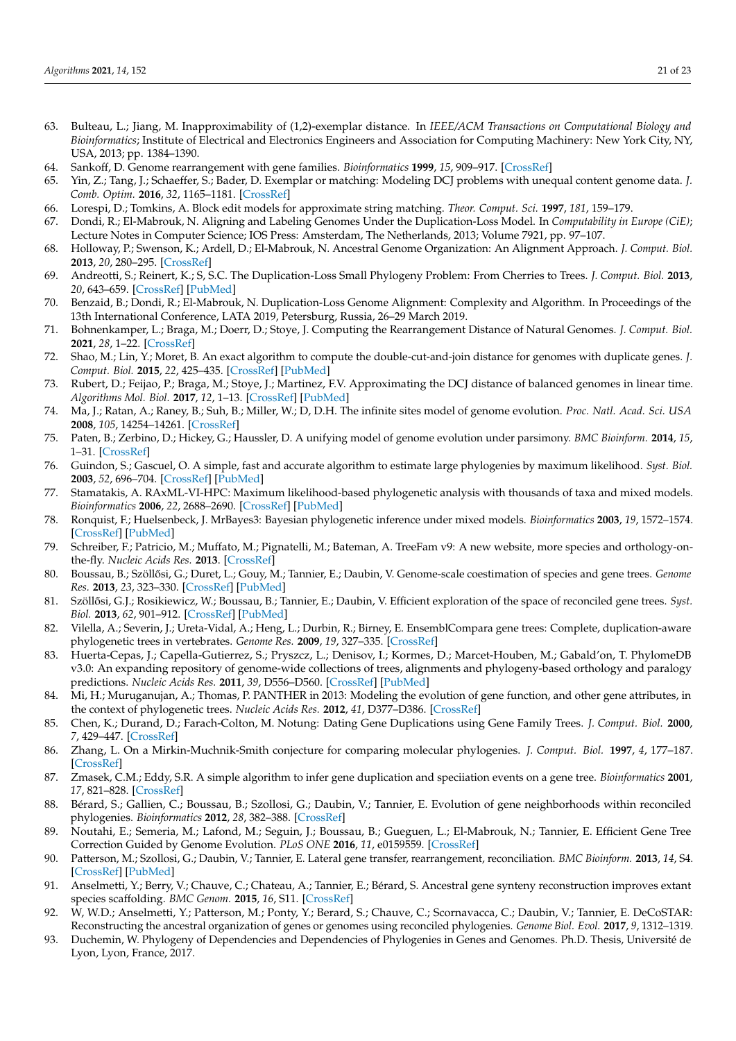63. Bulteau, L.; Jiang, M. Inapproximability of (1,2)-exemplar distance. In *IEEE/ACM Transactions on Computational Biology and Bioinformatics*; Institute of Electrical and Electronics Engineers and Association for Computing Machinery: New York City, NY, USA, 2013; pp. 1384–1390.
64. Sankoff, D. Genome rearrangement with gene families. *Bioinformatics* **1999**, *15*, 909–917. [CrossRef]
65. Yin, Z.; Tang, J.; Schaeffer, S.; Bader, D. Exemplar or matching: Modeling DCJ problems with unequal content genome data. *J. Comb. Optim.* **2016**, *32*, 1165–1181. [CrossRef]
66. Lorespi, D.; Tomkins, A. Block edit models for approximate string matching. *Theor. Comput. Sci.* **1997**, *181*, 159–179.
67. Dondi, R.; El-Mabrouk, N. Aligning and Labeling Genomes Under the Duplication-Loss Model. In *Computability in Europe (CiE)*; Lecture Notes in Computer Science; IOS Press: Amsterdam, The Netherlands, 2013; Volume 7921, pp. 97–107.
68. Holloway, P.; Swenson, K.; Ardell, D.; El-Mabrouk, N. Ancestral Genome Organization: An Alignment Approach. *J. Comput. Biol.* **2013**, *20*, 280–295. [CrossRef]
69. Andreotti, S.; Reinert, K.; S, S.C. The Duplication-Loss Small Phylogeny Problem: From Cherries to Trees. *J. Comput. Biol.* **2013**, *20*, 643–659. [CrossRef] [PubMed]
70. Benzaid, B.; Dondi, R.; El-Mabrouk, N. Duplication-Loss Genome Alignment: Complexity and Algorithm. In Proceedings of the 13th International Conference, LATA 2019, Petersburg, Russia, 26–29 March 2019.
71. Bohnenkamper, L.; Braga, M.; Doerr, D.; Stoye, J. Computing the Rearrangement Distance of Natural Genomes. *J. Comput. Biol.* **2021**, *28*, 1–22. [CrossRef]
72. Shao, M.; Lin, Y.; Moret, B. An exact algorithm to compute the double-cut-and-join distance for genomes with duplicate genes. *J. Comput. Biol.* **2015**, *22*, 425–435. [CrossRef] [PubMed]
73. Rubert, D.; Feijao, P.; Braga, M.; Stoye, J.; Martinez, F.V. Approximating the DCJ distance of balanced genomes in linear time. *Algorithms Mol. Biol.* **2017**, *12*, 1–13. [CrossRef] [PubMed]
74. Ma, J.; Ratan, A.; Raney, B.; Suh, B.; Miller, W.; D, D.H. The infinite sites model of genome evolution. *Proc. Natl. Acad. Sci. USA* **2008**, *105*, 14254–14261. [CrossRef]
75. Paten, B.; Zerbino, D.; Hickey, G.; Haussler, D. A unifying model of genome evolution under parsimony. *BMC Bioinform.* **2014**, *15*, 1–31. [CrossRef]
76. Guindon, S.; Gascuel, O. A simple, fast and accurate algorithm to estimate large phylogenies by maximum likelihood. *Syst. Biol.* **2003**, *52*, 696–704. [CrossRef] [PubMed]
77. Stamatakis, A. RAxML-VI-HPC: Maximum likelihood-based phylogenetic analysis with thousands of taxa and mixed models. *Bioinformatics* **2006**, *22*, 2688–2690. [CrossRef] [PubMed]
78. Ronquist, F.; Huelsenbeck, J. MrBayes3: Bayesian phylogenetic inference under mixed models. *Bioinformatics* **2003**, *19*, 1572–1574. [CrossRef] [PubMed]
79. Schreiber, F.; Patricio, M.; Muffato, M.; Pignatelli, M.; Bateman, A. TreeFam v9: A new website, more species and orthology-on-the-fly. *Nucleic Acids Res.* **2013**. [CrossRef]
80. Boussau, B.; Szöllősi, G.; Duret, L.; Gouy, M.; Tannier, E.; Daubin, V. Genome-scale coestimation of species and gene trees. *Genome Res.* **2013**, *23*, 323–330. [CrossRef] [PubMed]
81. Szöllősi, G.J.; Rosikiewicz, W.; Boussau, B.; Tannier, E.; Daubin, V. Efficient exploration of the space of reconciled gene trees. *Syst. Biol.* **2013**, *62*, 901–912. [CrossRef] [PubMed]
82. Vilella, A.; Severin, J.; Ureta-Vidal, A.; Heng, L.; Durbin, R.; Birney, E. EnsemblCompara gene trees: Complete, duplication-aware phylogenetic trees in vertebrates. *Genome Res.* **2009**, *19*, 327–335. [CrossRef]
83. Huerta-Cepas, J.; Capella-Gutierrez, S.; Pryszcz, L.; Denisov, I.; Kormes, D.; Marcet-Houben, M.; Gabald'on, T. PhylomeDB v3.0: An expanding repository of genome-wide collections of trees, alignments and phylogeny-based orthology and paralogy predictions. *Nucleic Acids Res.* **2011**, *39*, D556–D560. [CrossRef] [PubMed]
84. Mi, H.; Muruganujan, A.; Thomas, P. PANTHER in 2013: Modeling the evolution of gene function, and other gene attributes, in the context of phylogenetic trees. *Nucleic Acids Res.* **2012**, *41*, D377–D386. [CrossRef]
85. Chen, K.; Durand, D.; Farach-Colton, M. Notung: Dating Gene Duplications using Gene Family Trees. *J. Comput. Biol.* **2000**, *7*, 429–447. [CrossRef]
86. Zhang, L. On a Mirkin-Muchnik-Smith conjecture for comparing molecular phylogenies. *J. Comput. Biol.* **1997**, *4*, 177–187. [CrossRef]
87. Zmasek, C.M.; Eddy, S.R. A simple algorithm to infer gene duplication and speciation events on a gene tree. *Bioinformatics* **2001**, *17*, 821–828. [CrossRef]
88. Bérard, S.; Gallien, C.; Boussau, B.; Szollosi, G.; Daubin, V.; Tannier, E. Evolution of gene neighborhoods within reconciled phylogenies. *Bioinformatics* **2012**, *28*, 382–388. [CrossRef]
89. Noutahi, E.; Semeria, M.; Lafond, M.; Seguin, J.; Boussau, B.; Gueguen, L.; El-Mabrouk, N.; Tannier, E. Efficient Gene Tree Correction Guided by Genome Evolution. *PLoS ONE* **2016**, *11*, e0159559. [CrossRef]
90. Patterson, M.; Szollosi, G.; Daubin, V.; Tannier, E. Lateral gene transfer, rearrangement, reconciliation. *BMC Bioinform.* **2013**, *14*, S4. [CrossRef] [PubMed]
91. Anselmetti, Y.; Berry, V.; Chauve, C.; Chateau, A.; Tannier, E.; Bérard, S. Ancestral gene synteny reconstruction improves extant species scaffolding. *BMC Genom.* **2015**, *16*, S11. [CrossRef]
92. W, W.D.; Anselmetti, Y.; Patterson, M.; Ponty, Y.; Berard, S.; Chauve, C.; Scornavacca, C.; Daubin, V.; Tannier, E. DeCoSTAR: Reconstructing the ancestral organization of genes or genomes using reconciled phylogenies. *Genome Biol. Evol.* **2017**, *9*, 1312–1319.
93. Duchemin, W. Phylogeny of Dependencies and Dependencies of Phylogenies in Genes and Genomes. Ph.D. Thesis, Université de Lyon, Lyon, France, 2017.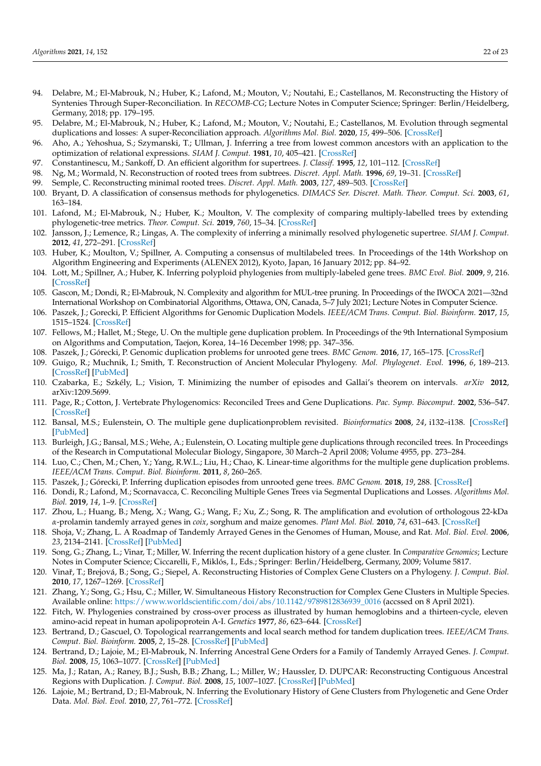94. Delabre, M.; El-Mabrouk, N.; Huber, K.; Lafond, M.; Mouton, V.; Noutahi, E.; Castellanos, M. Reconstructing the History of Syntenies Through Super-Reconciliation. In *RECOMB-CG*; Lecture Notes in Computer Science; Springer: Berlin/Heidelberg, Germany, 2018; pp. 179–195.
95. Delabre, M.; El-Mabrouk, N.; Huber, K.; Lafond, M.; Mouton, V.; Noutahi, E.; Castellanos, M. Evolution through segmental duplications and losses: A super-Reconciliation approach. *Algorithms Mol. Biol.* **2020**, *15*, 499–506. [CrossRef]
96. Aho, A.; Yehoshua, S.; Szymanski, T.; Ullman, J. Inferring a tree from lowest common ancestors with an application to the optimization of relational expressions. *SIAM J. Comput.* **1981**, *10*, 405–421. [CrossRef]
97. Constantinescu, M.; Sankoff, D. An efficient algorithm for supertrees. *J. Classif.* **1995**, *12*, 101–112. [CrossRef]
98. Ng, M.; Wormald, N. Reconstruction of rooted trees from subtrees. *Discret. Appl. Math.* **1996**, *69*, 19–31. [CrossRef]
99. Semple, C. Reconstructing minimal rooted trees. *Discret. Appl. Math.* **2003**, *127*, 489–503. [CrossRef]
100. Bryant, D. A classification of consensus methods for phylogenetics. *DIMACS Ser. Discret. Math. Theor. Comput. Sci.* **2003**, *61*, 163–184.
101. Lafond, M.; El-Mabrouk, N.; Huber, K.; Moulton, V. The complexity of comparing multiply-labelled trees by extending phylogenetic-tree metrics. *Theor. Comput. Sci.* **2019**, *760*, 15–34. [CrossRef]
102. Jansson, J.; Lemence, R.; Lingas, A. The complexity of inferring a minimally resolved phylogenetic supertree. *SIAM J. Comput.* **2012**, *41*, 272–291. [CrossRef]
103. Huber, K.; Moulton, V.; Spillner, A. Computing a consensus of multilabeled trees. In Proceedings of the 14th Workshop on Algorithm Engineering and Experiments (ALENEX 2012), Kyoto, Japan, 16 January 2012; pp. 84–92.
104. Lott, M.; Spillner, A.; Huber, K. Inferring polyploid phylogenies from multiply-labeled gene trees. *BMC Evol. Biol.* **2009**, *9*, 216. [CrossRef]
105. Gascon, M.; Dondi, R.; El-Mabrouk, N. Complexity and algorithm for MUL-tree pruning. In Proceedings of the IWOCA 2021—32nd International Workshop on Combinatorial Algorithms, Ottawa, ON, Canada, 5–7 July 2021; Lecture Notes in Computer Science.
106. Paszek, J.; Gorecki, P. Efficient Algorithms for Genomic Duplication Models. *IEEE/ACM Trans. Comput. Biol. Bioinform.* **2017**, *15*, 1515–1524. [CrossRef]
107. Fellows, M.; Hallet, M.; Stege, U. On the multiple gene duplication problem. In Proceedings of the 9th International Symposium on Algorithms and Computation, Taejon, Korea, 14–16 December 1998; pp. 347–356.
108. Paszek, J.; Górecki, P. Genomic duplication problems for unrooted gene trees. *BMC Genom.* **2016**, *17*, 165–175. [CrossRef]
109. Guigo, R.; Muchnik, I.; Smith, T. Reconstruction of Ancient Molecular Phylogeny. *Mol. Phylogenet. Evol.* **1996**, *6*, 189–213. [CrossRef] [PubMed]
110. Czabarka, E.; Székely, L.; Vision, T. Minimizing the number of episodes and Gallai's theorem on intervals. *arXiv* **2012**, arXiv:1209.5699.
111. Page, R.; Cotton, J. Vertebrate Phylogenomics: Reconciled Trees and Gene Duplications. *Pac. Symp. Biocomput.* **2002**, 536–547. [CrossRef]
112. Bansal, M.S.; Eulenstein, O. The multiple gene duplicationproblem revisited. *Bioinformatics* **2008**, *24*, i132–i138. [CrossRef] [PubMed]
113. Burleigh, J.G.; Bansal, M.S.; Wehe, A.; Eulenstein, O. Locating multiple gene duplications through reconciled trees. In Proceedings of the Research in Computational Molecular Biology, Singapore, 30 March–2 April 2008; Volume 4955, pp. 273–284.
114. Luo, C.; Chen, M.; Chen, Y.; Yang, R.W.L.; Liu, H.; Chao, K. Linear-time algorithms for the multiple gene duplication problems. *IEEE/ACM Trans. Comput. Biol. Bioinform.* **2011**, *8*, 260–265.
115. Paszek, J.; Górecki, P. Inferring duplication episodes from unrooted gene trees. *BMC Genom.* **2018**, *19*, 288. [CrossRef]
116. Dondi, R.; Lafond, M.; Scornavacca, C. Reconciling Multiple Genes Trees via Segmental Duplications and Losses. *Algorithms Mol. Biol.* **2019**, *14*, 1–9. [CrossRef]
117. Zhou, L.; Huang, B.; Meng, X.; Wang, G.; Wang, F.; Xu, Z.; Song, R. The amplification and evolution of orthologous 22-kDa $\alpha$-prolamin tandemly arrayed genes in *coix*, sorghum and maize genomes. *Plant Mol. Biol.* **2010**, *74*, 631–643. [CrossRef]
118. Shoja, V.; Zhang, L. A Roadmap of Tandemly Arrayed Genes in the Genomes of Human, Mouse, and Rat. *Mol. Biol. Evol.* **2006**, *23*, 2134–2141. [CrossRef] [PubMed]
119. Song, G.; Zhang, L.; Vinar, T.; Miller, W. Inferring the recent duplication history of a gene cluster. In *Comparative Genomics*; Lecture Notes in Computer Science; Ciccarelli, F., Miklós, I., Eds.; Springer: Berlin/Heidelberg, Germany, 2009; Volume 5817.
120. Vinař, T.; Brejová, B.; Song, G.; Siepel, A. Reconstructing Histories of Complex Gene Clusters on a Phylogeny. *J. Comput. Biol.* **2010**, *17*, 1267–1269. [CrossRef]
121. Zhang, Y.; Song, G.; Hsu, C.; Miller, W. Simultaneous History Reconstruction for Complex Gene Clusters in Multiple Species. Available online: https://www.worldscientific.com/doi/abs/10.1142/9789812836939_0016 (accssed on 8 April 2021).
122. Fitch, W. Phylogenies constrained by cross-over process as illustrated by human hemoglobins and a thirteen-cycle, eleven amino-acid repeat in human apolipoprotein A-I. *Genetics* **1977**, *86*, 623–644. [CrossRef]
123. Bertrand, D.; Gascuel, O. Topological rearrangements and local search method for tandem duplication trees. *IEEE/ACM Trans. Comput. Biol. Bioinform.* **2005**, *2*, 15–28. [CrossRef] [PubMed]
124. Bertrand, D.; Lajoie, M.; El-Mabrouk, N. Inferring Ancestral Gene Orders for a Family of Tandemly Arrayed Genes. *J. Comput. Biol.* **2008**, *15*, 1063–1077. [CrossRef] [PubMed]
125. Ma, J.; Ratan, A.; Raney, B.J.; Sush, B.B.; Zhang, L.; Miller, W.; Haussler, D. DUPCAR: Reconstructing Contiguous Ancestral Regions with Duplication. *J. Comput. Biol.* **2008**, *15*, 1007–1027. [CrossRef] [PubMed]
126. Lajoie, M.; Bertrand, D.; El-Mabrouk, N. Inferring the Evolutionary History of Gene Clusters from Phylogenetic and Gene Order Data. *Mol. Biol. Evol.* **2010**, *27*, 761–772. [CrossRef]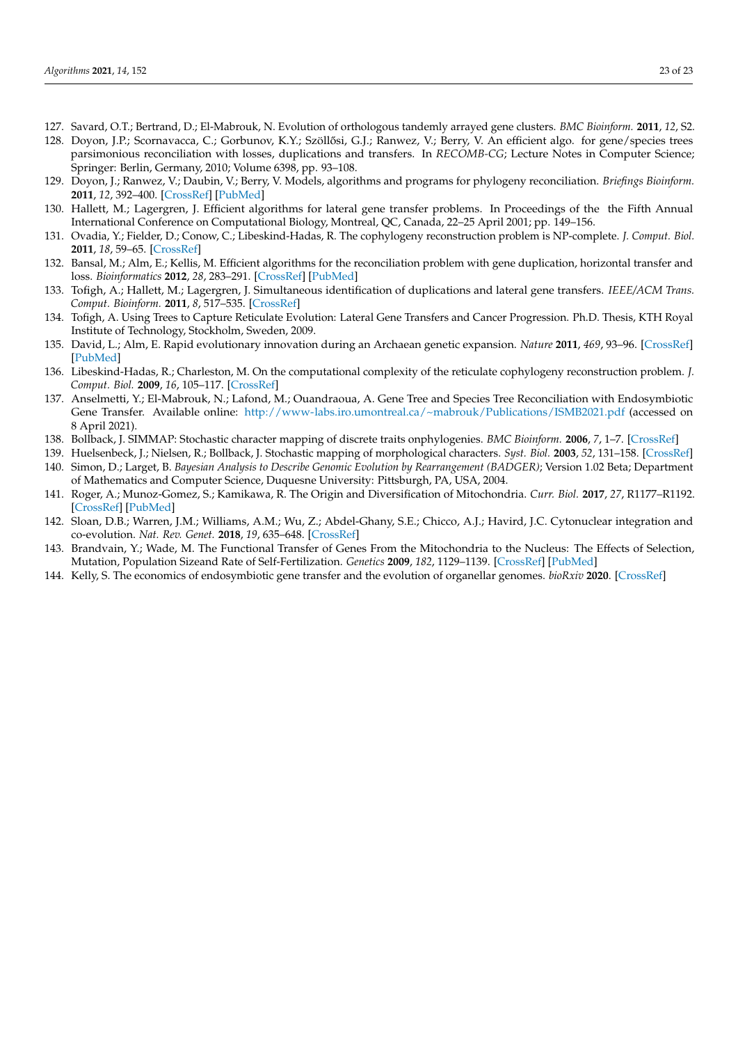127. Savard, O.T.; Bertrand, D.; El-Mabrouk, N. Evolution of orthologous tandemly arrayed gene clusters. *BMC Bioinform.* **2011**, *12*, S2.
128. Doyon, J.P.; Scornavacca, C.; Gorbunov, K.Y.; Szöllősi, G.J.; Ranwez, V.; Berry, V. An efficient algo. for gene/species trees parsimonious reconciliation with losses, duplications and transfers. In *RECOMB-CG*; Lecture Notes in Computer Science; Springer: Berlin, Germany, 2010; Volume 6398, pp. 93–108.
129. Doyon, J.; Ranwez, V.; Daubin, V.; Berry, V. Models, algorithms and programs for phylogeny reconciliation. *Briefings Bioinform.* **2011**, *12*, 392–400. [CrossRef] [PubMed]
130. Hallett, M.; Lagergren, J. Efficient algorithms for lateral gene transfer problems. In Proceedings of the the Fifth Annual International Conference on Computational Biology, Montreal, QC, Canada, 22–25 April 2001; pp. 149–156.
131. Ovadia, Y.; Fielder, D.; Conow, C.; Libeskind-Hadas, R. The cophylogeny reconstruction problem is NP-complete. *J. Comput. Biol.* **2011**, *18*, 59–65. [CrossRef]
132. Bansal, M.; Alm, E.; Kellis, M. Efficient algorithms for the reconciliation problem with gene duplication, horizontal transfer and loss. *Bioinformatics* **2012**, *28*, 283–291. [CrossRef] [PubMed]
133. Tofigh, A.; Hallett, M.; Lagergren, J. Simultaneous identification of duplications and lateral gene transfers. *IEEE/ACM Trans. Comput. Bioinform.* **2011**, *8*, 517–535. [CrossRef]
134. Tofigh, A. Using Trees to Capture Reticulate Evolution: Lateral Gene Transfers and Cancer Progression. Ph.D. Thesis, KTH Royal Institute of Technology, Stockholm, Sweden, 2009.
135. David, L.; Alm, E. Rapid evolutionary innovation during an Archaean genetic expansion. *Nature* **2011**, *469*, 93–96. [CrossRef] [PubMed]
136. Libeskind-Hadas, R.; Charleston, M. On the computational complexity of the reticulate cophylogeny reconstruction problem. *J. Comput. Biol.* **2009**, *16*, 105–117. [CrossRef]
137. Anselmetti, Y.; El-Mabrouk, N.; Lafond, M.; Ouandraoua, A. Gene Tree and Species Tree Reconciliation with Endosymbiotic Gene Transfer. Available online: http://www-labs.iro.umontreal.ca/~mabrouk/Publications/ISMB2021.pdf (accessed on 8 April 2021).
138. Bollback, J. SIMMAP: Stochastic character mapping of discrete traits onphylogenies. *BMC Bioinform.* **2006**, *7*, 1–7. [CrossRef]
139. Huelsenbeck, J.; Nielsen, R.; Bollback, J. Stochastic mapping of morphological characters. *Syst. Biol.* **2003**, *52*, 131–158. [CrossRef]
140. Simon, D.; Larget, B. *Bayesian Analysis to Describe Genomic Evolution by Rearrangement (BADGER)*; Version 1.02 Beta; Department of Mathematics and Computer Science, Duquesne University: Pittsburgh, PA, USA, 2004.
141. Roger, A.; Munoz-Gomez, S.; Kamikawa, R. The Origin and Diversification of Mitochondria. *Curr. Biol.* **2017**, *27*, R1177–R1192. [CrossRef] [PubMed]
142. Sloan, D.B.; Warren, J.M.; Williams, A.M.; Wu, Z.; Abdel-Ghany, S.E.; Chicco, A.J.; Havird, J.C. Cytonuclear integration and co-evolution. *Nat. Rev. Genet.* **2018**, *19*, 635–648. [CrossRef]
143. Brandvain, Y.; Wade, M. The Functional Transfer of Genes From the Mitochondria to the Nucleus: The Effects of Selection, Mutation, Population Sizeand Rate of Self-Fertilization. *Genetics* **2009**, *182*, 1129–1139. [CrossRef] [PubMed]
144. Kelly, S. The economics of endosymbiotic gene transfer and the evolution of organellar genomes. *bioRxiv* **2020**. [CrossRef]